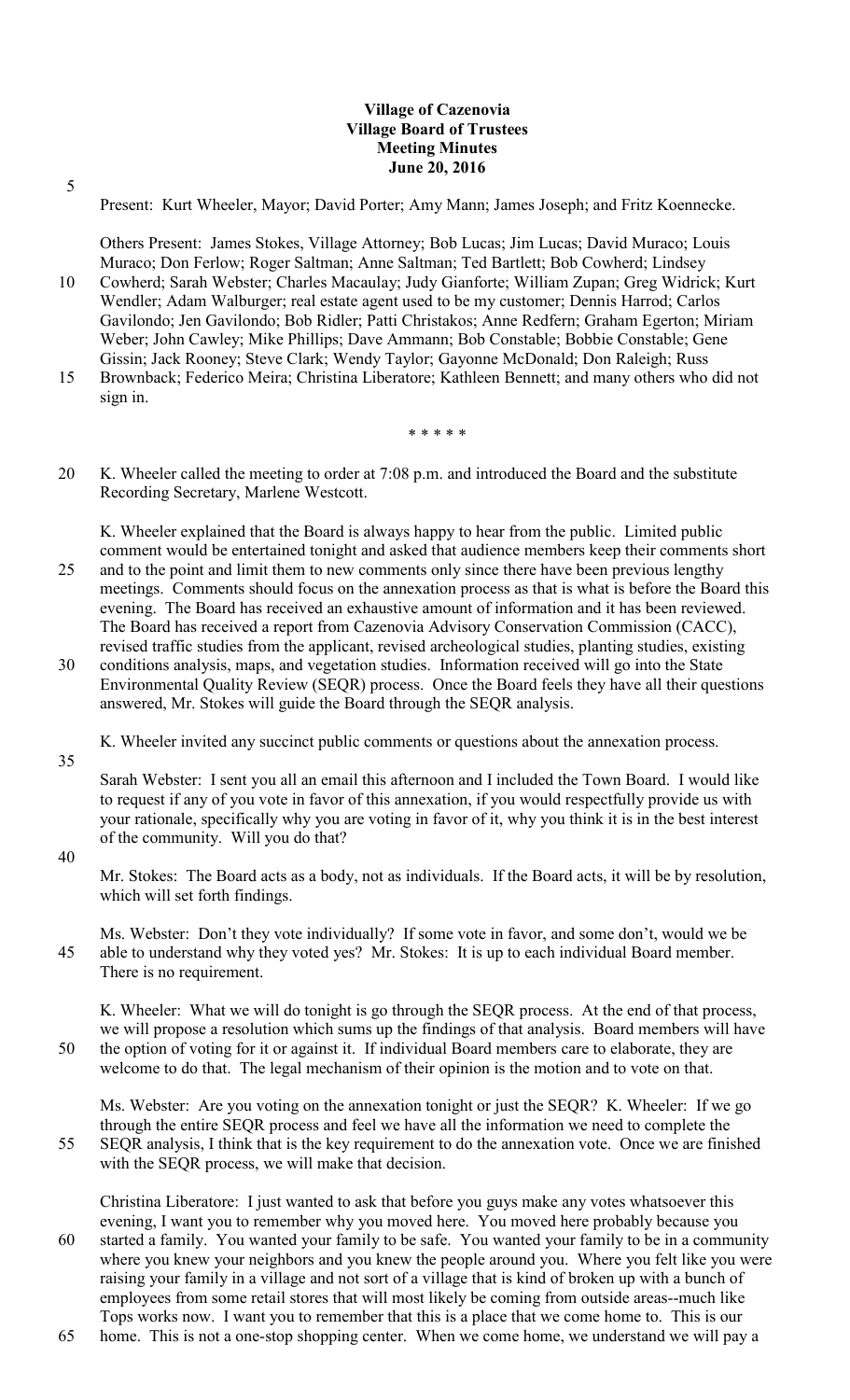**Village of Cazenovia**
**Village Board of Trustees**
**Meeting Minutes**
**June 20, 2016**

Present: Kurt Wheeler, Mayor; David Porter; Amy Mann; James Joseph; and Fritz Koennecke.

Others Present: James Stokes, Village Attorney; Bob Lucas; Jim Lucas; David Muraco; Louis Muraco; Don Ferlow; Roger Saltman; Anne Saltman; Ted Bartlett; Bob Cowherd; Lindsey Cowherd; Sarah Webster; Charles Macaulay; Judy Gianforte; William Zupan; Greg Widrick; Kurt Wendler; Adam Walburger; real estate agent used to be my customer; Dennis Harrod; Carlos Gavilondo; Jen Gavilondo; Bob Ridler; Patti Christakos; Anne Redfern; Graham Egerton; Miriam Weber; John Cawley; Mike Phillips; Dave Ammann; Bob Constable; Bobbie Constable; Gene Gissin; Jack Rooney; Steve Clark; Wendy Taylor; Gayonne McDonald; Don Raleigh; Russ Brownback; Federico Meira; Christina Liberatore; Kathleen Bennett; and many others who did not sign in.

\* \* \* \* \*

K. Wheeler called the meeting to order at 7:08 p.m. and introduced the Board and the substitute Recording Secretary, Marlene Westcott.

K. Wheeler explained that the Board is always happy to hear from the public. Limited public comment would be entertained tonight and asked that audience members keep their comments short and to the point and limit them to new comments only since there have been previous lengthy meetings. Comments should focus on the annexation process as that is what is before the Board this evening. The Board has received an exhaustive amount of information and it has been reviewed. The Board has received a report from Cazenovia Advisory Conservation Commission (CACC), revised traffic studies from the applicant, revised archeological studies, planting studies, existing conditions analysis, maps, and vegetation studies. Information received will go into the State Environmental Quality Review (SEQR) process. Once the Board feels they have all their questions answered, Mr. Stokes will guide the Board through the SEQR analysis.

K. Wheeler invited any succinct public comments or questions about the annexation process.

Sarah Webster: I sent you all an email this afternoon and I included the Town Board. I would like to request if any of you vote in favor of this annexation, if you would respectfully provide us with your rationale, specifically why you are voting in favor of it, why you think it is in the best interest of the community. Will you do that?

Mr. Stokes: The Board acts as a body, not as individuals. If the Board acts, it will be by resolution, which will set forth findings.

Ms. Webster: Don't they vote individually? If some vote in favor, and some don't, would we be able to understand why they voted yes? Mr. Stokes: It is up to each individual Board member. There is no requirement.

K. Wheeler: What we will do tonight is go through the SEQR process. At the end of that process, we will propose a resolution which sums up the findings of that analysis. Board members will have the option of voting for it or against it. If individual Board members care to elaborate, they are welcome to do that. The legal mechanism of their opinion is the motion and to vote on that.

Ms. Webster: Are you voting on the annexation tonight or just the SEQR? K. Wheeler: If we go through the entire SEQR process and feel we have all the information we need to complete the SEQR analysis, I think that is the key requirement to do the annexation vote. Once we are finished with the SEQR process, we will make that decision.

Christina Liberatore: I just wanted to ask that before you guys make any votes whatsoever this evening, I want you to remember why you moved here. You moved here probably because you started a family. You wanted your family to be safe. You wanted your family to be in a community where you knew your neighbors and you knew the people around you. Where you felt like you were raising your family in a village and not sort of a village that is kind of broken up with a bunch of employees from some retail stores that will most likely be coming from outside areas--much like Tops works now. I want you to remember that this is a place that we come home to. This is our home. This is not a one-stop shopping center. When we come home, we understand we will pay a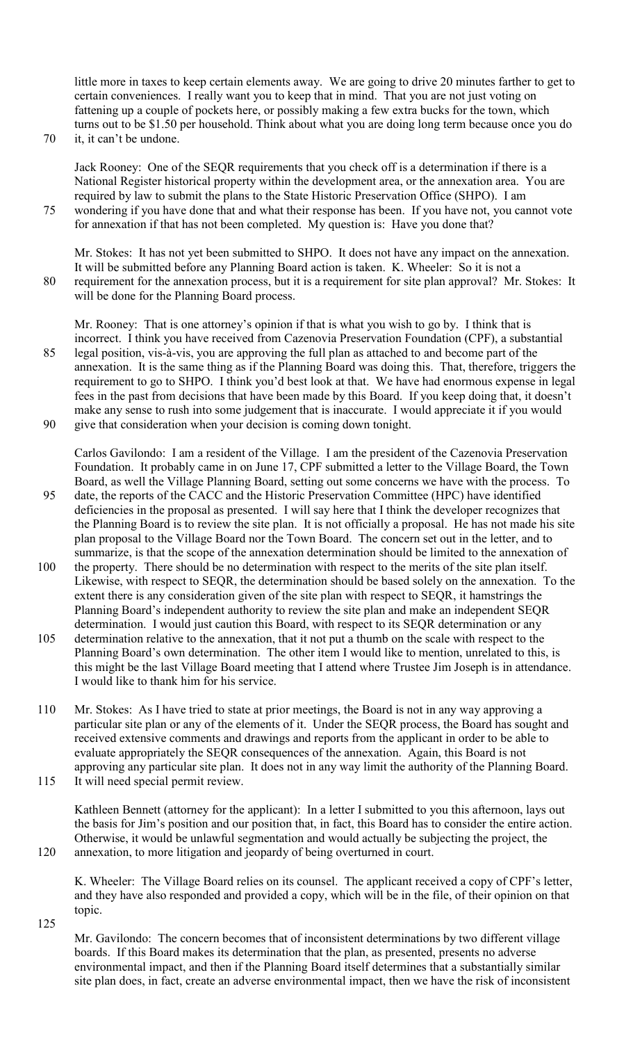little more in taxes to keep certain elements away. We are going to drive 20 minutes farther to get to certain conveniences. I really want you to keep that in mind. That you are not just voting on fattening up a couple of pockets here, or possibly making a few extra bucks for the town, which turns out to be $1.50 per household. Think about what you are doing long term because once you do it, it can't be undone.

Jack Rooney: One of the SEQR requirements that you check off is a determination if there is a National Register historical property within the development area, or the annexation area. You are required by law to submit the plans to the State Historic Preservation Office (SHPO). I am wondering if you have done that and what their response has been. If you have not, you cannot vote for annexation if that has not been completed. My question is: Have you done that?

Mr. Stokes: It has not yet been submitted to SHPO. It does not have any impact on the annexation. It will be submitted before any Planning Board action is taken. K. Wheeler: So it is not a requirement for the annexation process, but it is a requirement for site plan approval? Mr. Stokes: It will be done for the Planning Board process.

Mr. Rooney: That is one attorney's opinion if that is what you wish to go by. I think that is incorrect. I think you have received from Cazenovia Preservation Foundation (CPF), a substantial legal position, vis-à-vis, you are approving the full plan as attached to and become part of the annexation. It is the same thing as if the Planning Board was doing this. That, therefore, triggers the requirement to go to SHPO. I think you'd best look at that. We have had enormous expense in legal fees in the past from decisions that have been made by this Board. If you keep doing that, it doesn't make any sense to rush into some judgement that is inaccurate. I would appreciate it if you would give that consideration when your decision is coming down tonight.

Carlos Gavilondo: I am a resident of the Village. I am the president of the Cazenovia Preservation Foundation. It probably came in on June 17, CPF submitted a letter to the Village Board, the Town Board, as well the Village Planning Board, setting out some concerns we have with the process. To date, the reports of the CACC and the Historic Preservation Committee (HPC) have identified deficiencies in the proposal as presented. I will say here that I think the developer recognizes that the Planning Board is to review the site plan. It is not officially a proposal. He has not made his site plan proposal to the Village Board nor the Town Board. The concern set out in the letter, and to summarize, is that the scope of the annexation determination should be limited to the annexation of the property. There should be no determination with respect to the merits of the site plan itself. Likewise, with respect to SEQR, the determination should be based solely on the annexation. To the extent there is any consideration given of the site plan with respect to SEQR, it hamstrings the Planning Board's independent authority to review the site plan and make an independent SEQR determination. I would just caution this Board, with respect to its SEQR determination or any determination relative to the annexation, that it not put a thumb on the scale with respect to the Planning Board's own determination. The other item I would like to mention, unrelated to this, is this might be the last Village Board meeting that I attend where Trustee Jim Joseph is in attendance. I would like to thank him for his service.

Mr. Stokes: As I have tried to state at prior meetings, the Board is not in any way approving a particular site plan or any of the elements of it. Under the SEQR process, the Board has sought and received extensive comments and drawings and reports from the applicant in order to be able to evaluate appropriately the SEQR consequences of the annexation. Again, this Board is not approving any particular site plan. It does not in any way limit the authority of the Planning Board. It will need special permit review.

Kathleen Bennett (attorney for the applicant): In a letter I submitted to you this afternoon, lays out the basis for Jim's position and our position that, in fact, this Board has to consider the entire action. Otherwise, it would be unlawful segmentation and would actually be subjecting the project, the annexation, to more litigation and jeopardy of being overturned in court.

K. Wheeler: The Village Board relies on its counsel. The applicant received a copy of CPF's letter, and they have also responded and provided a copy, which will be in the file, of their opinion on that topic.

Mr. Gavilondo: The concern becomes that of inconsistent determinations by two different village boards. If this Board makes its determination that the plan, as presented, presents no adverse environmental impact, and then if the Planning Board itself determines that a substantially similar site plan does, in fact, create an adverse environmental impact, then we have the risk of inconsistent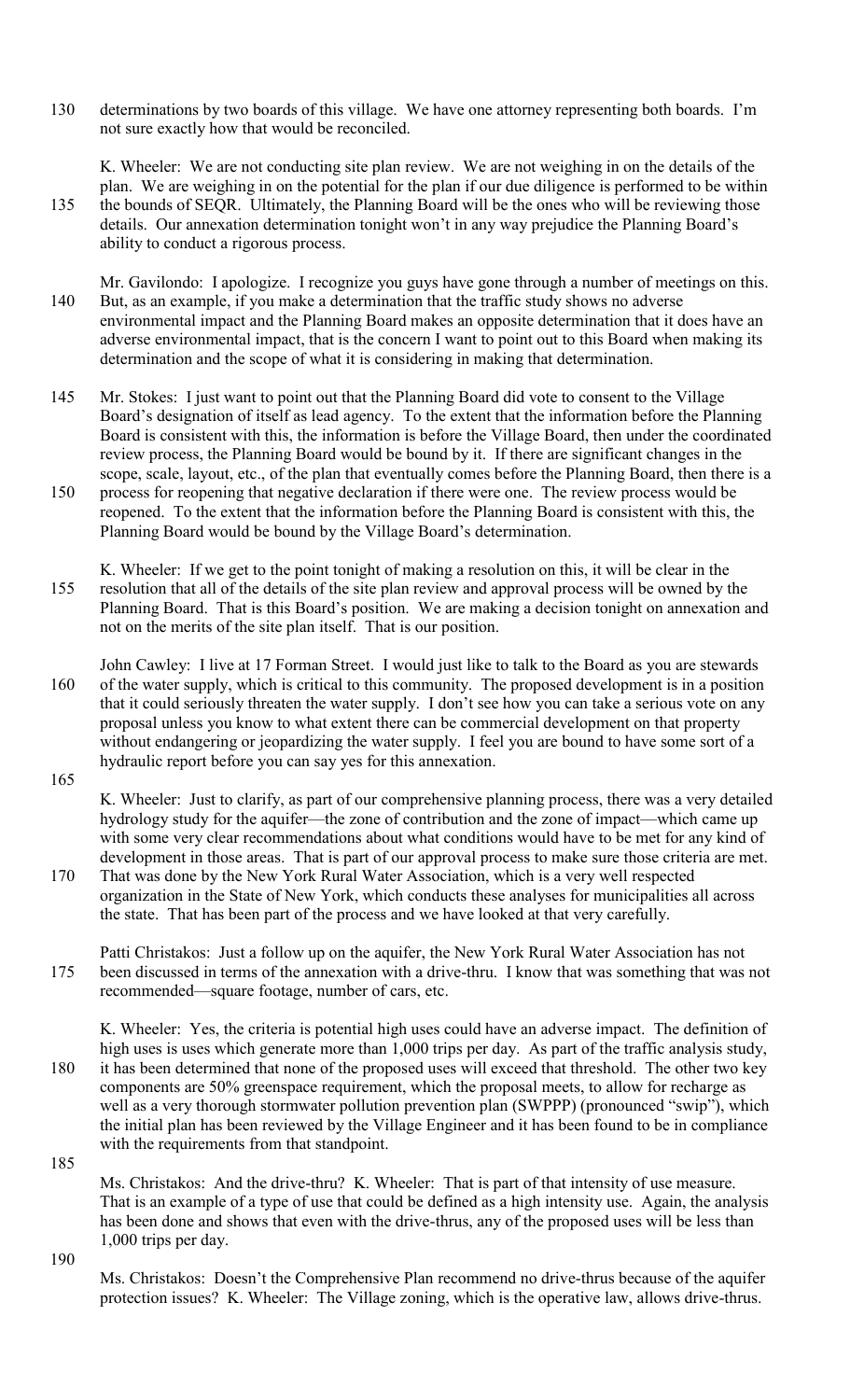determinations by two boards of this village. We have one attorney representing both boards. I'm not sure exactly how that would be reconciled.

K. Wheeler: We are not conducting site plan review. We are not weighing in on the details of the plan. We are weighing in on the potential for the plan if our due diligence is performed to be within the bounds of SEQR. Ultimately, the Planning Board will be the ones who will be reviewing those details. Our annexation determination tonight won't in any way prejudice the Planning Board's ability to conduct a rigorous process.

Mr. Gavilondo: I apologize. I recognize you guys have gone through a number of meetings on this. But, as an example, if you make a determination that the traffic study shows no adverse environmental impact and the Planning Board makes an opposite determination that it does have an adverse environmental impact, that is the concern I want to point out to this Board when making its determination and the scope of what it is considering in making that determination.

Mr. Stokes: I just want to point out that the Planning Board did vote to consent to the Village Board's designation of itself as lead agency. To the extent that the information before the Planning Board is consistent with this, the information is before the Village Board, then under the coordinated review process, the Planning Board would be bound by it. If there are significant changes in the scope, scale, layout, etc., of the plan that eventually comes before the Planning Board, then there is a process for reopening that negative declaration if there were one. The review process would be reopened. To the extent that the information before the Planning Board is consistent with this, the Planning Board would be bound by the Village Board's determination.

K. Wheeler: If we get to the point tonight of making a resolution on this, it will be clear in the resolution that all of the details of the site plan review and approval process will be owned by the Planning Board. That is this Board's position. We are making a decision tonight on annexation and not on the merits of the site plan itself. That is our position.

John Cawley: I live at 17 Forman Street. I would just like to talk to the Board as you are stewards of the water supply, which is critical to this community. The proposed development is in a position that it could seriously threaten the water supply. I don't see how you can take a serious vote on any proposal unless you know to what extent there can be commercial development on that property without endangering or jeopardizing the water supply. I feel you are bound to have some sort of a hydraulic report before you can say yes for this annexation.

K. Wheeler: Just to clarify, as part of our comprehensive planning process, there was a very detailed hydrology study for the aquifer—the zone of contribution and the zone of impact—which came up with some very clear recommendations about what conditions would have to be met for any kind of development in those areas. That is part of our approval process to make sure those criteria are met. That was done by the New York Rural Water Association, which is a very well respected organization in the State of New York, which conducts these analyses for municipalities all across the state. That has been part of the process and we have looked at that very carefully.

Patti Christakos: Just a follow up on the aquifer, the New York Rural Water Association has not been discussed in terms of the annexation with a drive-thru. I know that was something that was not recommended—square footage, number of cars, etc.

K. Wheeler: Yes, the criteria is potential high uses could have an adverse impact. The definition of high uses is uses which generate more than 1,000 trips per day. As part of the traffic analysis study, it has been determined that none of the proposed uses will exceed that threshold. The other two key components are 50% greenspace requirement, which the proposal meets, to allow for recharge as well as a very thorough stormwater pollution prevention plan (SWPPP) (pronounced "swip"), which the initial plan has been reviewed by the Village Engineer and it has been found to be in compliance with the requirements from that standpoint.

Ms. Christakos: And the drive-thru? K. Wheeler: That is part of that intensity of use measure. That is an example of a type of use that could be defined as a high intensity use. Again, the analysis has been done and shows that even with the drive-thrus, any of the proposed uses will be less than 1,000 trips per day.

Ms. Christakos: Doesn't the Comprehensive Plan recommend no drive-thrus because of the aquifer protection issues? K. Wheeler: The Village zoning, which is the operative law, allows drive-thrus.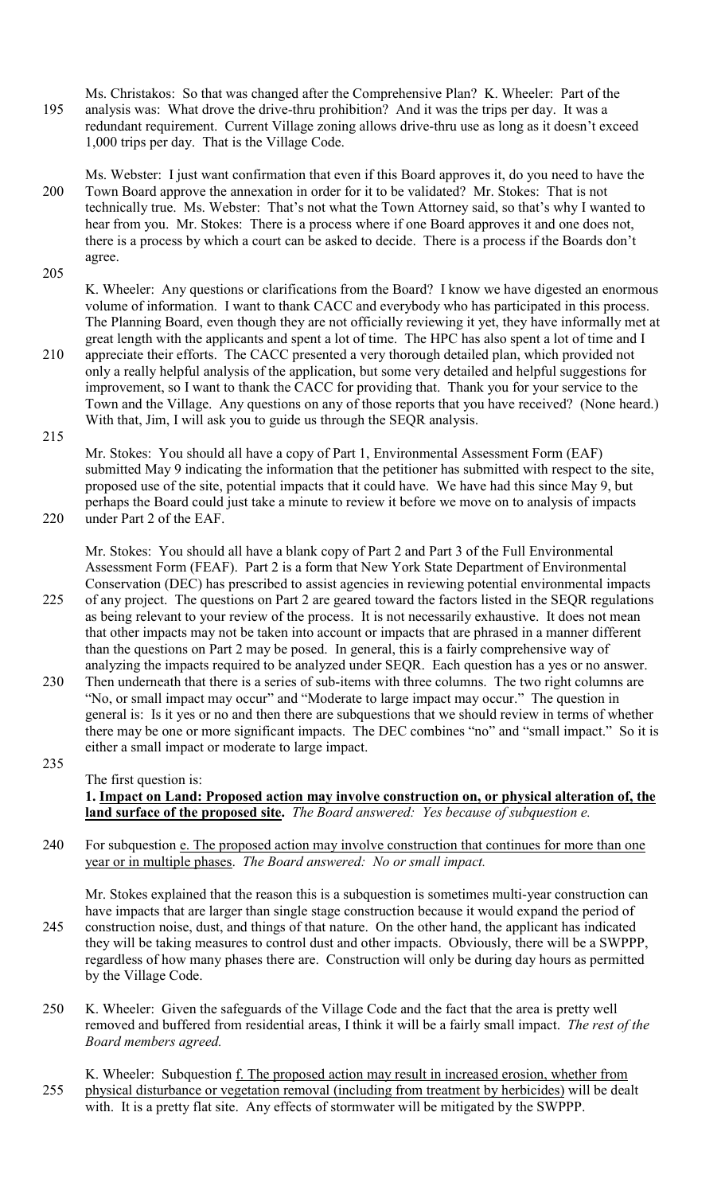Ms. Christakos: So that was changed after the Comprehensive Plan? K. Wheeler: Part of the analysis was: What drove the drive-thru prohibition? And it was the trips per day. It was a redundant requirement. Current Village zoning allows drive-thru use as long as it doesn't exceed 1,000 trips per day. That is the Village Code.

Ms. Webster: I just want confirmation that even if this Board approves it, do you need to have the Town Board approve the annexation in order for it to be validated? Mr. Stokes: That is not technically true. Ms. Webster: That's not what the Town Attorney said, so that's why I wanted to hear from you. Mr. Stokes: There is a process where if one Board approves it and one does not, there is a process by which a court can be asked to decide. There is a process if the Boards don't agree.

K. Wheeler: Any questions or clarifications from the Board? I know we have digested an enormous volume of information. I want to thank CACC and everybody who has participated in this process. The Planning Board, even though they are not officially reviewing it yet, they have informally met at great length with the applicants and spent a lot of time. The HPC has also spent a lot of time and I appreciate their efforts. The CACC presented a very thorough detailed plan, which provided not only a really helpful analysis of the application, but some very detailed and helpful suggestions for improvement, so I want to thank the CACC for providing that. Thank you for your service to the Town and the Village. Any questions on any of those reports that you have received? (None heard.) With that, Jim, I will ask you to guide us through the SEQR analysis.

Mr. Stokes: You should all have a copy of Part 1, Environmental Assessment Form (EAF) submitted May 9 indicating the information that the petitioner has submitted with respect to the site, proposed use of the site, potential impacts that it could have. We have had this since May 9, but perhaps the Board could just take a minute to review it before we move on to analysis of impacts under Part 2 of the EAF.

Mr. Stokes: You should all have a blank copy of Part 2 and Part 3 of the Full Environmental Assessment Form (FEAF). Part 2 is a form that New York State Department of Environmental Conservation (DEC) has prescribed to assist agencies in reviewing potential environmental impacts of any project. The questions on Part 2 are geared toward the factors listed in the SEQR regulations as being relevant to your review of the process. It is not necessarily exhaustive. It does not mean that other impacts may not be taken into account or impacts that are phrased in a manner different than the questions on Part 2 may be posed. In general, this is a fairly comprehensive way of analyzing the impacts required to be analyzed under SEQR. Each question has a yes or no answer. Then underneath that there is a series of sub-items with three columns. The two right columns are "No, or small impact may occur" and "Moderate to large impact may occur." The question in general is: Is it yes or no and then there are subquestions that we should review in terms of whether there may be one or more significant impacts. The DEC combines "no" and "small impact." So it is either a small impact or moderate to large impact.

The first question is:

**1. Impact on Land: Proposed action may involve construction on, or physical alteration of, the land surface of the proposed site.** *The Board answered: Yes because of subquestion e.*

For subquestion e. The proposed action may involve construction that continues for more than one year or in multiple phases. *The Board answered: No or small impact.*

Mr. Stokes explained that the reason this is a subquestion is sometimes multi-year construction can have impacts that are larger than single stage construction because it would expand the period of construction noise, dust, and things of that nature. On the other hand, the applicant has indicated they will be taking measures to control dust and other impacts. Obviously, there will be a SWPPP, regardless of how many phases there are. Construction will only be during day hours as permitted by the Village Code.

K. Wheeler: Given the safeguards of the Village Code and the fact that the area is pretty well removed and buffered from residential areas, I think it will be a fairly small impact. *The rest of the Board members agreed.*

K. Wheeler: Subquestion f. The proposed action may result in increased erosion, whether from physical disturbance or vegetation removal (including from treatment by herbicides) will be dealt with. It is a pretty flat site. Any effects of stormwater will be mitigated by the SWPPP.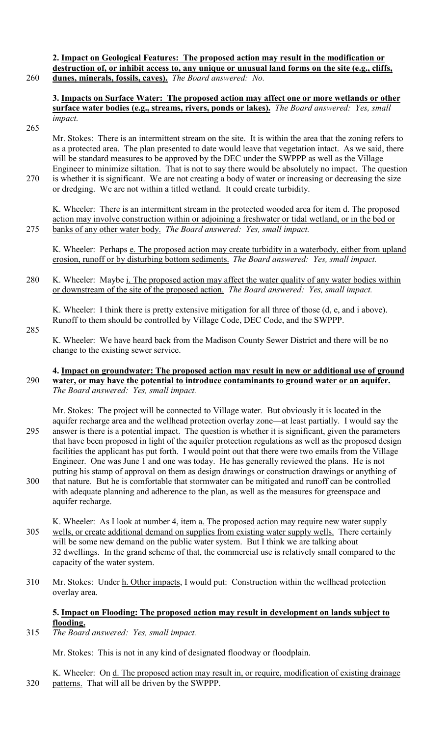**2. Impact on Geological Features: The proposed action may result in the modification or destruction of, or inhibit access to, any unique or unusual land forms on the site (e.g., cliffs, dunes, minerals, fossils, caves).** *The Board answered: No.*

**3. Impacts on Surface Water: The proposed action may affect one or more wetlands or other surface water bodies (e.g., streams, rivers, ponds or lakes).** *The Board answered: Yes, small impact.*

Mr. Stokes: There is an intermittent stream on the site. It is within the area that the zoning refers to as a protected area. The plan presented to date would leave that vegetation intact. As we said, there will be standard measures to be approved by the DEC under the SWPPP as well as the Village Engineer to minimize siltation. That is not to say there would be absolutely no impact. The question is whether it is significant. We are not creating a body of water or increasing or decreasing the size or dredging. We are not within a titled wetland. It could create turbidity.

K. Wheeler: There is an intermittent stream in the protected wooded area for item d. The proposed action may involve construction within or adjoining a freshwater or tidal wetland, or in the bed or banks of any other water body. *The Board answered: Yes, small impact.*

K. Wheeler: Perhaps e. The proposed action may create turbidity in a waterbody, either from upland erosion, runoff or by disturbing bottom sediments. *The Board answered: Yes, small impact.*

K. Wheeler: Maybe i. The proposed action may affect the water quality of any water bodies within or downstream of the site of the proposed action. *The Board answered: Yes, small impact.*

K. Wheeler: I think there is pretty extensive mitigation for all three of those (d, e, and i above). Runoff to them should be controlled by Village Code, DEC Code, and the SWPPP.

K. Wheeler: We have heard back from the Madison County Sewer District and there will be no change to the existing sewer service.

**4. Impact on groundwater: The proposed action may result in new or additional use of ground water, or may have the potential to introduce contaminants to ground water or an aquifer.** *The Board answered: Yes, small impact.*

Mr. Stokes: The project will be connected to Village water. But obviously it is located in the aquifer recharge area and the wellhead protection overlay zone—at least partially. I would say the answer is there is a potential impact. The question is whether it is significant, given the parameters that have been proposed in light of the aquifer protection regulations as well as the proposed design facilities the applicant has put forth. I would point out that there were two emails from the Village Engineer. One was June 1 and one was today. He has generally reviewed the plans. He is not putting his stamp of approval on them as design drawings or construction drawings or anything of that nature. But he is comfortable that stormwater can be mitigated and runoff can be controlled with adequate planning and adherence to the plan, as well as the measures for greenspace and aquifer recharge.

K. Wheeler: As I look at number 4, item a. The proposed action may require new water supply wells, or create additional demand on supplies from existing water supply wells. There certainly will be some new demand on the public water system. But I think we are talking about 32 dwellings. In the grand scheme of that, the commercial use is relatively small compared to the capacity of the water system.

Mr. Stokes: Under h. Other impacts, I would put: Construction within the wellhead protection overlay area.

**5. Impact on Flooding: The proposed action may result in development on lands subject to flooding.**
*The Board answered: Yes, small impact.*

Mr. Stokes: This is not in any kind of designated floodway or floodplain.

K. Wheeler: On d. The proposed action may result in, or require, modification of existing drainage patterns. That will all be driven by the SWPPP.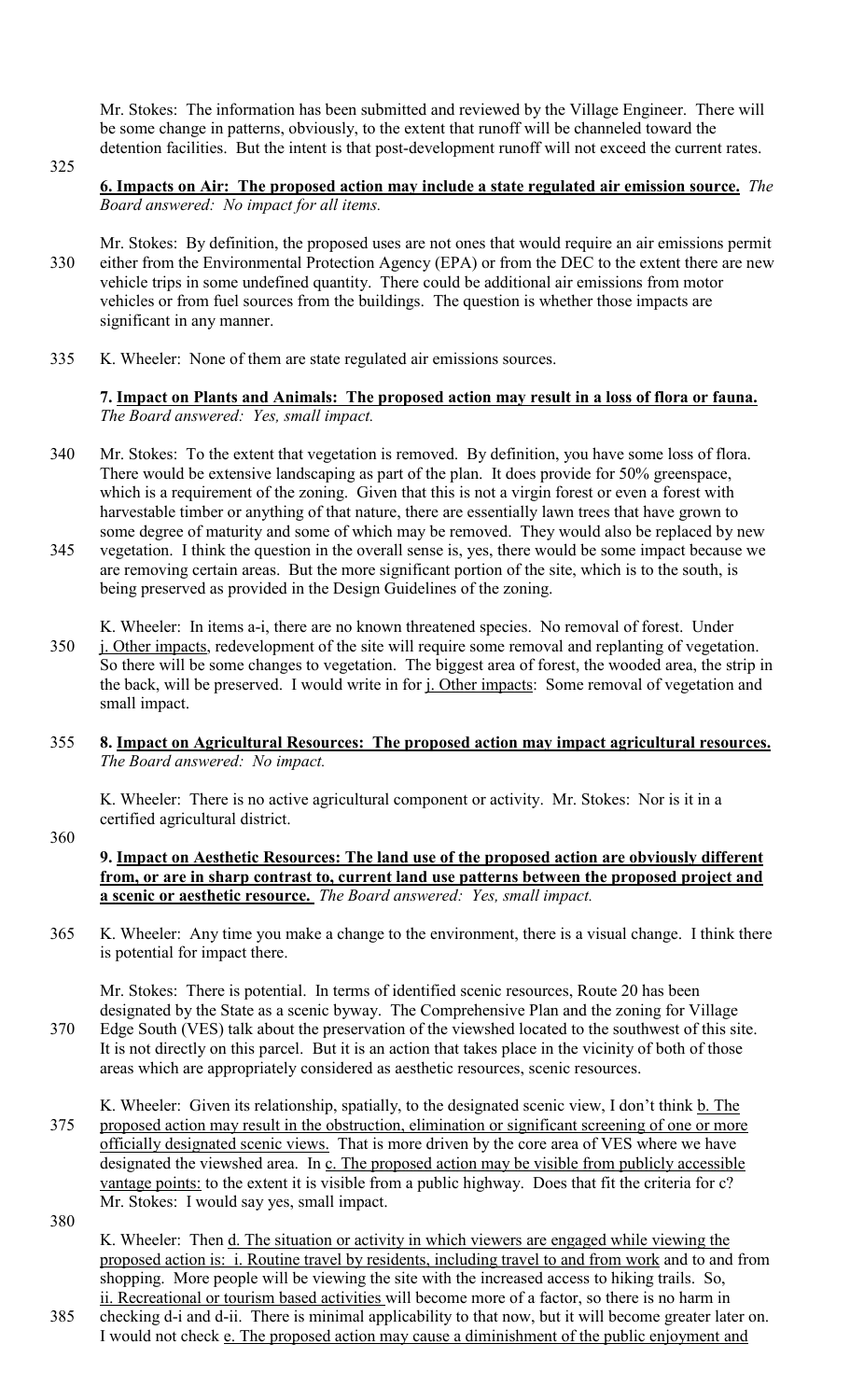Mr. Stokes: The information has been submitted and reviewed by the Village Engineer. There will be some change in patterns, obviously, to the extent that runoff will be channeled toward the detention facilities. But the intent is that post-development runoff will not exceed the current rates.

**6. Impacts on Air: The proposed action may include a state regulated air emission source.** *The Board answered: No impact for all items.*

Mr. Stokes: By definition, the proposed uses are not ones that would require an air emissions permit either from the Environmental Protection Agency (EPA) or from the DEC to the extent there are new vehicle trips in some undefined quantity. There could be additional air emissions from motor vehicles or from fuel sources from the buildings. The question is whether those impacts are significant in any manner.

K. Wheeler: None of them are state regulated air emissions sources.

**7. Impact on Plants and Animals: The proposed action may result in a loss of flora or fauna.** *The Board answered: Yes, small impact.*

Mr. Stokes: To the extent that vegetation is removed. By definition, you have some loss of flora. There would be extensive landscaping as part of the plan. It does provide for 50% greenspace, which is a requirement of the zoning. Given that this is not a virgin forest or even a forest with harvestable timber or anything of that nature, there are essentially lawn trees that have grown to some degree of maturity and some of which may be removed. They would also be replaced by new vegetation. I think the question in the overall sense is, yes, there would be some impact because we are removing certain areas. But the more significant portion of the site, which is to the south, is being preserved as provided in the Design Guidelines of the zoning.

K. Wheeler: In items a-i, there are no known threatened species. No removal of forest. Under j. Other impacts, redevelopment of the site will require some removal and replanting of vegetation. So there will be some changes to vegetation. The biggest area of forest, the wooded area, the strip in the back, will be preserved. I would write in for j. Other impacts: Some removal of vegetation and small impact.

**8. Impact on Agricultural Resources: The proposed action may impact agricultural resources.** *The Board answered: No impact.*

K. Wheeler: There is no active agricultural component or activity. Mr. Stokes: Nor is it in a certified agricultural district.

**9. Impact on Aesthetic Resources: The land use of the proposed action are obviously different from, or are in sharp contrast to, current land use patterns between the proposed project and a scenic or aesthetic resource.** *The Board answered: Yes, small impact.*

K. Wheeler: Any time you make a change to the environment, there is a visual change. I think there is potential for impact there.

Mr. Stokes: There is potential. In terms of identified scenic resources, Route 20 has been designated by the State as a scenic byway. The Comprehensive Plan and the zoning for Village Edge South (VES) talk about the preservation of the viewshed located to the southwest of this site. It is not directly on this parcel. But it is an action that takes place in the vicinity of both of those areas which are appropriately considered as aesthetic resources, scenic resources.

K. Wheeler: Given its relationship, spatially, to the designated scenic view, I don't think b. The proposed action may result in the obstruction, elimination or significant screening of one or more officially designated scenic views. That is more driven by the core area of VES where we have designated the viewshed area. In c. The proposed action may be visible from publicly accessible vantage points: to the extent it is visible from a public highway. Does that fit the criteria for c? Mr. Stokes: I would say yes, small impact.

K. Wheeler: Then d. The situation or activity in which viewers are engaged while viewing the proposed action is: i. Routine travel by residents, including travel to and from work and to and from shopping. More people will be viewing the site with the increased access to hiking trails. So, ii. Recreational or tourism based activities will become more of a factor, so there is no harm in checking d-i and d-ii. There is minimal applicability to that now, but it will become greater later on. I would not check e. The proposed action may cause a diminishment of the public enjoyment and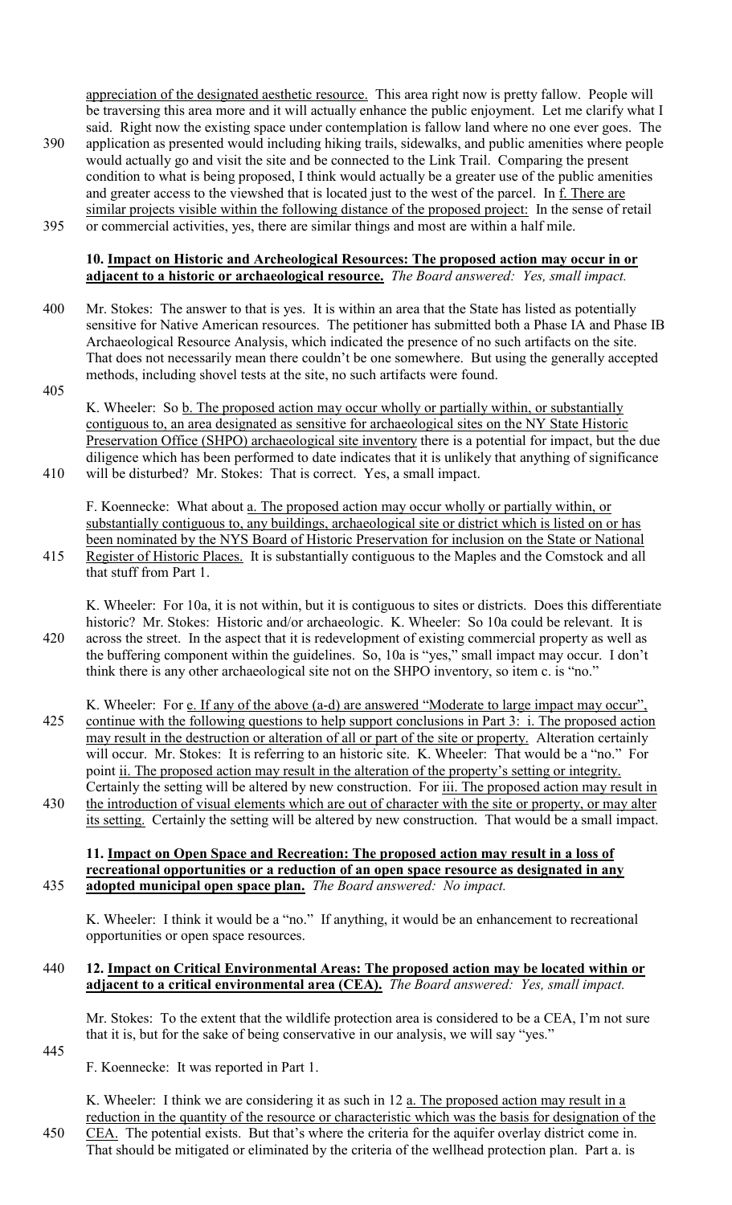appreciation of the designated aesthetic resource. This area right now is pretty fallow. People will be traversing this area more and it will actually enhance the public enjoyment. Let me clarify what I said. Right now the existing space under contemplation is fallow land where no one ever goes. The application as presented would including hiking trails, sidewalks, and public amenities where people would actually go and visit the site and be connected to the Link Trail. Comparing the present condition to what is being proposed, I think would actually be a greater use of the public amenities and greater access to the viewshed that is located just to the west of the parcel. In f. There are similar projects visible within the following distance of the proposed project: In the sense of retail or commercial activities, yes, there are similar things and most are within a half mile.

**10. Impact on Historic and Archeological Resources: The proposed action may occur in or adjacent to a historic or archaeological resource.** *The Board answered: Yes, small impact.*

Mr. Stokes: The answer to that is yes. It is within an area that the State has listed as potentially sensitive for Native American resources. The petitioner has submitted both a Phase IA and Phase IB Archaeological Resource Analysis, which indicated the presence of no such artifacts on the site. That does not necessarily mean there couldn't be one somewhere. But using the generally accepted methods, including shovel tests at the site, no such artifacts were found.

K. Wheeler: So b. The proposed action may occur wholly or partially within, or substantially contiguous to, an area designated as sensitive for archaeological sites on the NY State Historic Preservation Office (SHPO) archaeological site inventory there is a potential for impact, but the due diligence which has been performed to date indicates that it is unlikely that anything of significance will be disturbed? Mr. Stokes: That is correct. Yes, a small impact.

F. Koennecke: What about a. The proposed action may occur wholly or partially within, or substantially contiguous to, any buildings, archaeological site or district which is listed on or has been nominated by the NYS Board of Historic Preservation for inclusion on the State or National Register of Historic Places. It is substantially contiguous to the Maples and the Comstock and all that stuff from Part 1.

K. Wheeler: For 10a, it is not within, but it is contiguous to sites or districts. Does this differentiate historic? Mr. Stokes: Historic and/or archaeologic. K. Wheeler: So 10a could be relevant. It is across the street. In the aspect that it is redevelopment of existing commercial property as well as the buffering component within the guidelines. So, 10a is "yes," small impact may occur. I don't think there is any other archaeological site not on the SHPO inventory, so item c. is "no."

K. Wheeler: For e. If any of the above (a-d) are answered "Moderate to large impact may occur", continue with the following questions to help support conclusions in Part 3: i. The proposed action may result in the destruction or alteration of all or part of the site or property. Alteration certainly will occur. Mr. Stokes: It is referring to an historic site. K. Wheeler: That would be a "no." For point ii. The proposed action may result in the alteration of the property's setting or integrity. Certainly the setting will be altered by new construction. For iii. The proposed action may result in the introduction of visual elements which are out of character with the site or property, or may alter its setting. Certainly the setting will be altered by new construction. That would be a small impact.

**11. Impact on Open Space and Recreation: The proposed action may result in a loss of recreational opportunities or a reduction of an open space resource as designated in any adopted municipal open space plan.** *The Board answered: No impact.*

K. Wheeler: I think it would be a "no." If anything, it would be an enhancement to recreational opportunities or open space resources.

**12. Impact on Critical Environmental Areas: The proposed action may be located within or adjacent to a critical environmental area (CEA).** *The Board answered: Yes, small impact.*

Mr. Stokes: To the extent that the wildlife protection area is considered to be a CEA, I'm not sure that it is, but for the sake of being conservative in our analysis, we will say "yes."

F. Koennecke: It was reported in Part 1.

K. Wheeler: I think we are considering it as such in 12 a. The proposed action may result in a reduction in the quantity of the resource or characteristic which was the basis for designation of the CEA. The potential exists. But that's where the criteria for the aquifer overlay district come in. That should be mitigated or eliminated by the criteria of the wellhead protection plan. Part a. is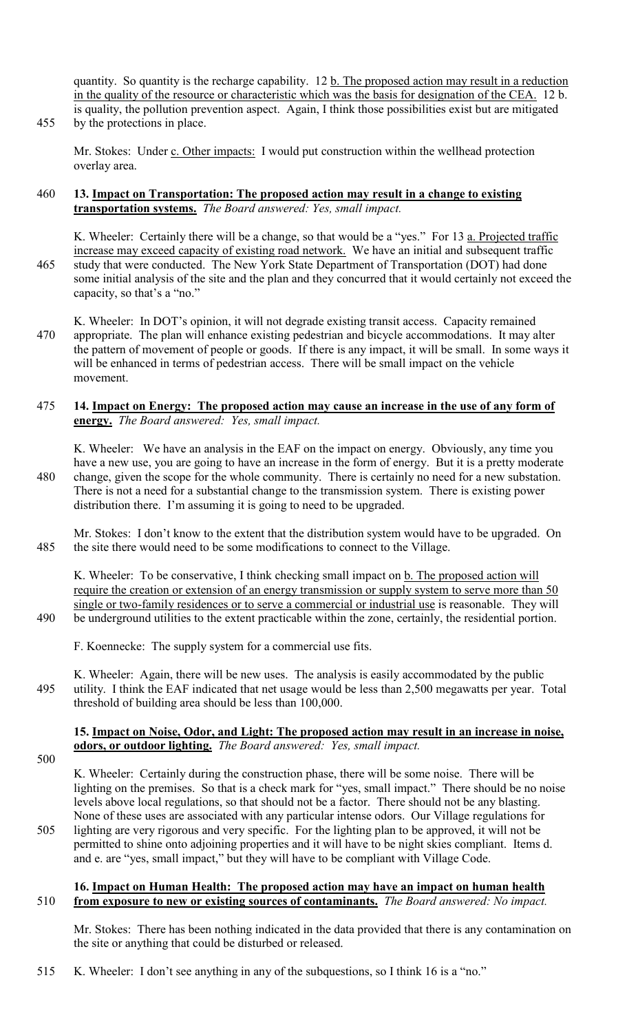quantity. So quantity is the recharge capability. 12 b. The proposed action may result in a reduction in the quality of the resource or characteristic which was the basis for designation of the CEA. 12 b. is quality, the pollution prevention aspect. Again, I think those possibilities exist but are mitigated by the protections in place.

Mr. Stokes: Under c. Other impacts: I would put construction within the wellhead protection overlay area.

**13. Impact on Transportation: The proposed action may result in a change to existing transportation systems.** *The Board answered: Yes, small impact.*

K. Wheeler: Certainly there will be a change, so that would be a "yes." For 13 a. Projected traffic increase may exceed capacity of existing road network. We have an initial and subsequent traffic study that were conducted. The New York State Department of Transportation (DOT) had done some initial analysis of the site and the plan and they concurred that it would certainly not exceed the capacity, so that's a "no."

K. Wheeler: In DOT's opinion, it will not degrade existing transit access. Capacity remained appropriate. The plan will enhance existing pedestrian and bicycle accommodations. It may alter the pattern of movement of people or goods. If there is any impact, it will be small. In some ways it will be enhanced in terms of pedestrian access. There will be small impact on the vehicle movement.

**14. Impact on Energy: The proposed action may cause an increase in the use of any form of energy.** *The Board answered: Yes, small impact.*

K. Wheeler: We have an analysis in the EAF on the impact on energy. Obviously, any time you have a new use, you are going to have an increase in the form of energy. But it is a pretty moderate change, given the scope for the whole community. There is certainly no need for a new substation. There is not a need for a substantial change to the transmission system. There is existing power distribution there. I'm assuming it is going to need to be upgraded.

Mr. Stokes: I don't know to the extent that the distribution system would have to be upgraded. On the site there would need to be some modifications to connect to the Village.

K. Wheeler: To be conservative, I think checking small impact on b. The proposed action will require the creation or extension of an energy transmission or supply system to serve more than 50 single or two-family residences or to serve a commercial or industrial use is reasonable. They will be underground utilities to the extent practicable within the zone, certainly, the residential portion.

F. Koennecke: The supply system for a commercial use fits.

K. Wheeler: Again, there will be new uses. The analysis is easily accommodated by the public utility. I think the EAF indicated that net usage would be less than 2,500 megawatts per year. Total threshold of building area should be less than 100,000.

**15. Impact on Noise, Odor, and Light: The proposed action may result in an increase in noise, odors, or outdoor lighting.** *The Board answered: Yes, small impact.*

K. Wheeler: Certainly during the construction phase, there will be some noise. There will be lighting on the premises. So that is a check mark for "yes, small impact." There should be no noise levels above local regulations, so that should not be a factor. There should not be any blasting. None of these uses are associated with any particular intense odors. Our Village regulations for lighting are very rigorous and very specific. For the lighting plan to be approved, it will not be permitted to shine onto adjoining properties and it will have to be night skies compliant. Items d. and e. are "yes, small impact," but they will have to be compliant with Village Code.

**16. Impact on Human Health: The proposed action may have an impact on human health from exposure to new or existing sources of contaminants.** *The Board answered: No impact.*

Mr. Stokes: There has been nothing indicated in the data provided that there is any contamination on the site or anything that could be disturbed or released.

K. Wheeler: I don't see anything in any of the subquestions, so I think 16 is a "no."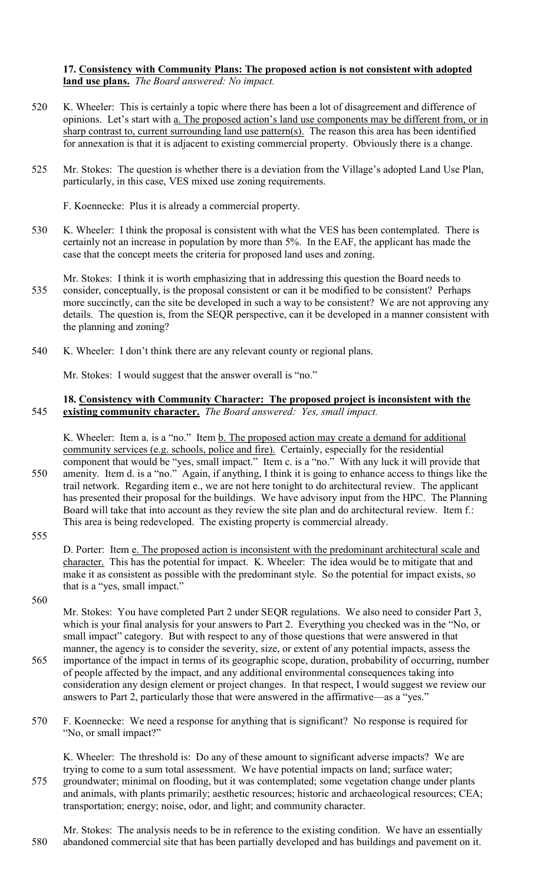**17. <u>Consistency with Community Plans: The proposed action is not consistent with adopted land use plans.</u>** *The Board answered: No impact.*

K. Wheeler: This is certainly a topic where there has been a lot of disagreement and difference of opinions. Let's start with <u>a. The proposed action's land use components may be different from, or in sharp contrast to, current surrounding land use pattern(s).</u> The reason this area has been identified for annexation is that it is adjacent to existing commercial property. Obviously there is a change.

Mr. Stokes: The question is whether there is a deviation from the Village's adopted Land Use Plan, particularly, in this case, VES mixed use zoning requirements.

F. Koennecke: Plus it is already a commercial property.

K. Wheeler: I think the proposal is consistent with what the VES has been contemplated. There is certainly not an increase in population by more than 5%. In the EAF, the applicant has made the case that the concept meets the criteria for proposed land uses and zoning.

Mr. Stokes: I think it is worth emphasizing that in addressing this question the Board needs to consider, conceptually, is the proposal consistent or can it be modified to be consistent? Perhaps more succinctly, can the site be developed in such a way to be consistent? We are not approving any details. The question is, from the SEQR perspective, can it be developed in a manner consistent with the planning and zoning?

K. Wheeler: I don't think there are any relevant county or regional plans.

Mr. Stokes: I would suggest that the answer overall is "no."

**18. <u>Consistency with Community Character: The proposed project is inconsistent with the existing community character.</u>** *The Board answered: Yes, small impact.*

K. Wheeler: Item a. is a "no." Item <u>b. The proposed action may create a demand for additional community services (e.g. schools, police and fire).</u> Certainly, especially for the residential component that would be "yes, small impact." Item c. is a "no." With any luck it will provide that amenity. Item d. is a "no." Again, if anything, I think it is going to enhance access to things like the trail network. Regarding item e., we are not here tonight to do architectural review. The applicant has presented their proposal for the buildings. We have advisory input from the HPC. The Planning Board will take that into account as they review the site plan and do architectural review. Item f.: This area is being redeveloped. The existing property is commercial already.

D. Porter: Item <u>e. The proposed action is inconsistent with the predominant architectural scale and character.</u> This has the potential for impact. K. Wheeler: The idea would be to mitigate that and make it as consistent as possible with the predominant style. So the potential for impact exists, so that is a "yes, small impact."

Mr. Stokes: You have completed Part 2 under SEQR regulations. We also need to consider Part 3, which is your final analysis for your answers to Part 2. Everything you checked was in the "No, or small impact" category. But with respect to any of those questions that were answered in that manner, the agency is to consider the severity, size, or extent of any potential impacts, assess the importance of the impact in terms of its geographic scope, duration, probability of occurring, number of people affected by the impact, and any additional environmental consequences taking into consideration any design element or project changes. In that respect, I would suggest we review our answers to Part 2, particularly those that were answered in the affirmative—as a "yes."

F. Koennecke: We need a response for anything that is significant? No response is required for "No, or small impact?"

K. Wheeler: The threshold is: Do any of these amount to significant adverse impacts? We are trying to come to a sum total assessment. We have potential impacts on land; surface water; groundwater; minimal on flooding, but it was contemplated; some vegetation change under plants and animals, with plants primarily; aesthetic resources; historic and archaeological resources; CEA; transportation; energy; noise, odor, and light; and community character.

Mr. Stokes: The analysis needs to be in reference to the existing condition. We have an essentially abandoned commercial site that has been partially developed and has buildings and pavement on it.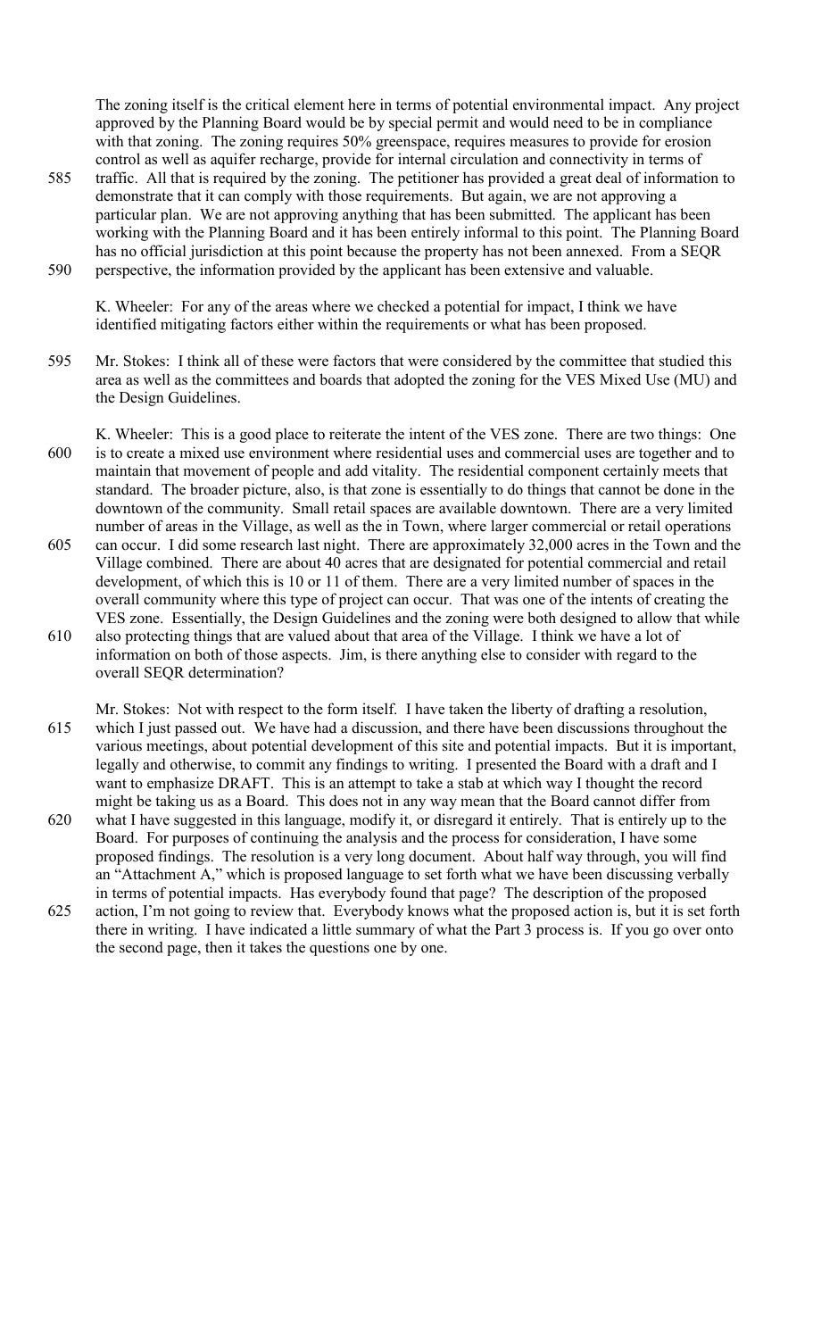The zoning itself is the critical element here in terms of potential environmental impact. Any project approved by the Planning Board would be by special permit and would need to be in compliance with that zoning. The zoning requires 50% greenspace, requires measures to provide for erosion control as well as aquifer recharge, provide for internal circulation and connectivity in terms of traffic. All that is required by the zoning. The petitioner has provided a great deal of information to demonstrate that it can comply with those requirements. But again, we are not approving a particular plan. We are not approving anything that has been submitted. The applicant has been working with the Planning Board and it has been entirely informal to this point. The Planning Board has no official jurisdiction at this point because the property has not been annexed. From a SEQR perspective, the information provided by the applicant has been extensive and valuable.

K. Wheeler: For any of the areas where we checked a potential for impact, I think we have identified mitigating factors either within the requirements or what has been proposed.

Mr. Stokes: I think all of these were factors that were considered by the committee that studied this area as well as the committees and boards that adopted the zoning for the VES Mixed Use (MU) and the Design Guidelines.

K. Wheeler: This is a good place to reiterate the intent of the VES zone. There are two things: One is to create a mixed use environment where residential uses and commercial uses are together and to maintain that movement of people and add vitality. The residential component certainly meets that standard. The broader picture, also, is that zone is essentially to do things that cannot be done in the downtown of the community. Small retail spaces are available downtown. There are a very limited number of areas in the Village, as well as the in Town, where larger commercial or retail operations can occur. I did some research last night. There are approximately 32,000 acres in the Town and the Village combined. There are about 40 acres that are designated for potential commercial and retail development, of which this is 10 or 11 of them. There are a very limited number of spaces in the overall community where this type of project can occur. That was one of the intents of creating the VES zone. Essentially, the Design Guidelines and the zoning were both designed to allow that while also protecting things that are valued about that area of the Village. I think we have a lot of information on both of those aspects. Jim, is there anything else to consider with regard to the overall SEQR determination?

Mr. Stokes: Not with respect to the form itself. I have taken the liberty of drafting a resolution, which I just passed out. We have had a discussion, and there have been discussions throughout the various meetings, about potential development of this site and potential impacts. But it is important, legally and otherwise, to commit any findings to writing. I presented the Board with a draft and I want to emphasize DRAFT. This is an attempt to take a stab at which way I thought the record might be taking us as a Board. This does not in any way mean that the Board cannot differ from what I have suggested in this language, modify it, or disregard it entirely. That is entirely up to the Board. For purposes of continuing the analysis and the process for consideration, I have some proposed findings. The resolution is a very long document. About half way through, you will find an "Attachment A," which is proposed language to set forth what we have been discussing verbally in terms of potential impacts. Has everybody found that page? The description of the proposed action, I'm not going to review that. Everybody knows what the proposed action is, but it is set forth there in writing. I have indicated a little summary of what the Part 3 process is. If you go over onto the second page, then it takes the questions one by one.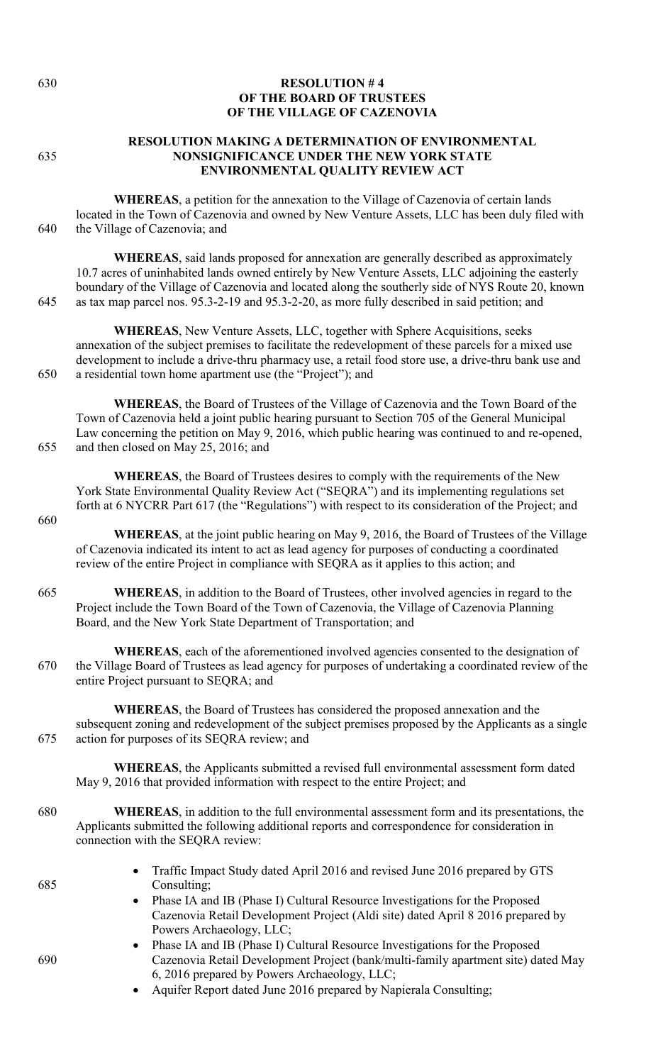**RESOLUTION # 4**
**OF THE BOARD OF TRUSTEES**
**OF THE VILLAGE OF CAZENOVIA**

**RESOLUTION MAKING A DETERMINATION OF ENVIRONMENTAL NONSIGNIFICANCE UNDER THE NEW YORK STATE ENVIRONMENTAL QUALITY REVIEW ACT**

**WHEREAS**, a petition for the annexation to the Village of Cazenovia of certain lands located in the Town of Cazenovia and owned by New Venture Assets, LLC has been duly filed with the Village of Cazenovia; and

**WHEREAS**, said lands proposed for annexation are generally described as approximately 10.7 acres of uninhabited lands owned entirely by New Venture Assets, LLC adjoining the easterly boundary of the Village of Cazenovia and located along the southerly side of NYS Route 20, known as tax map parcel nos. 95.3-2-19 and 95.3-2-20, as more fully described in said petition; and

**WHEREAS**, New Venture Assets, LLC, together with Sphere Acquisitions, seeks annexation of the subject premises to facilitate the redevelopment of these parcels for a mixed use development to include a drive-thru pharmacy use, a retail food store use, a drive-thru bank use and a residential town home apartment use (the "Project"); and

**WHEREAS**, the Board of Trustees of the Village of Cazenovia and the Town Board of the Town of Cazenovia held a joint public hearing pursuant to Section 705 of the General Municipal Law concerning the petition on May 9, 2016, which public hearing was continued to and re-opened, and then closed on May 25, 2016; and

**WHEREAS**, the Board of Trustees desires to comply with the requirements of the New York State Environmental Quality Review Act ("SEQRA") and its implementing regulations set forth at 6 NYCRR Part 617 (the "Regulations") with respect to its consideration of the Project; and

**WHEREAS**, at the joint public hearing on May 9, 2016, the Board of Trustees of the Village of Cazenovia indicated its intent to act as lead agency for purposes of conducting a coordinated review of the entire Project in compliance with SEQRA as it applies to this action; and

**WHEREAS**, in addition to the Board of Trustees, other involved agencies in regard to the Project include the Town Board of the Town of Cazenovia, the Village of Cazenovia Planning Board, and the New York State Department of Transportation; and

**WHEREAS**, each of the aforementioned involved agencies consented to the designation of the Village Board of Trustees as lead agency for purposes of undertaking a coordinated review of the entire Project pursuant to SEQRA; and

**WHEREAS**, the Board of Trustees has considered the proposed annexation and the subsequent zoning and redevelopment of the subject premises proposed by the Applicants as a single action for purposes of its SEQRA review; and

**WHEREAS**, the Applicants submitted a revised full environmental assessment form dated May 9, 2016 that provided information with respect to the entire Project; and

**WHEREAS**, in addition to the full environmental assessment form and its presentations, the Applicants submitted the following additional reports and correspondence for consideration in connection with the SEQRA review:

- Traffic Impact Study dated April 2016 and revised June 2016 prepared by GTS Consulting;
- Phase IA and IB (Phase I) Cultural Resource Investigations for the Proposed Cazenovia Retail Development Project (Aldi site) dated April 8 2016 prepared by Powers Archaeology, LLC;
- Phase IA and IB (Phase I) Cultural Resource Investigations for the Proposed Cazenovia Retail Development Project (bank/multi-family apartment site) dated May 6, 2016 prepared by Powers Archaeology, LLC;
- Aquifer Report dated June 2016 prepared by Napierala Consulting;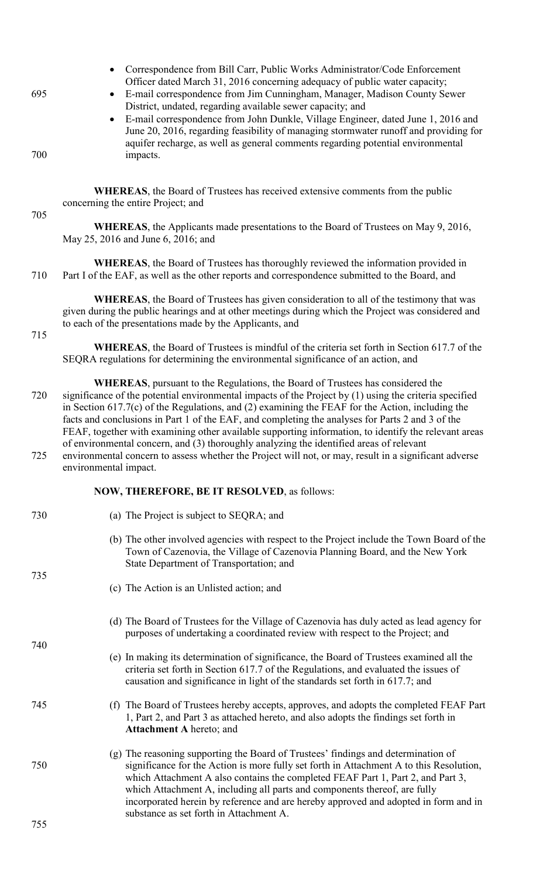- Correspondence from Bill Carr, Public Works Administrator/Code Enforcement Officer dated March 31, 2016 concerning adequacy of public water capacity;
- E-mail correspondence from Jim Cunningham, Manager, Madison County Sewer District, undated, regarding available sewer capacity; and
- E-mail correspondence from John Dunkle, Village Engineer, dated June 1, 2016 and June 20, 2016, regarding feasibility of managing stormwater runoff and providing for aquifer recharge, as well as general comments regarding potential environmental impacts.

**WHEREAS**, the Board of Trustees has received extensive comments from the public concerning the entire Project; and

**WHEREAS**, the Applicants made presentations to the Board of Trustees on May 9, 2016, May 25, 2016 and June 6, 2016; and

**WHEREAS**, the Board of Trustees has thoroughly reviewed the information provided in Part I of the EAF, as well as the other reports and correspondence submitted to the Board, and

**WHEREAS**, the Board of Trustees has given consideration to all of the testimony that was given during the public hearings and at other meetings during which the Project was considered and to each of the presentations made by the Applicants, and

**WHEREAS**, the Board of Trustees is mindful of the criteria set forth in Section 617.7 of the SEQRA regulations for determining the environmental significance of an action, and

**WHEREAS**, pursuant to the Regulations, the Board of Trustees has considered the significance of the potential environmental impacts of the Project by (1) using the criteria specified in Section 617.7(c) of the Regulations, and (2) examining the FEAF for the Action, including the facts and conclusions in Part 1 of the EAF, and completing the analyses for Parts 2 and 3 of the FEAF, together with examining other available supporting information, to identify the relevant areas of environmental concern, and (3) thoroughly analyzing the identified areas of relevant environmental concern to assess whether the Project will not, or may, result in a significant adverse environmental impact.

**NOW, THEREFORE, BE IT RESOLVED**, as follows:

(a) The Project is subject to SEQRA; and

(b) The other involved agencies with respect to the Project include the Town Board of the Town of Cazenovia, the Village of Cazenovia Planning Board, and the New York State Department of Transportation; and

(c) The Action is an Unlisted action; and

(d) The Board of Trustees for the Village of Cazenovia has duly acted as lead agency for purposes of undertaking a coordinated review with respect to the Project; and

(e) In making its determination of significance, the Board of Trustees examined all the criteria set forth in Section 617.7 of the Regulations, and evaluated the issues of causation and significance in light of the standards set forth in 617.7; and

(f) The Board of Trustees hereby accepts, approves, and adopts the completed FEAF Part 1, Part 2, and Part 3 as attached hereto, and also adopts the findings set forth in **Attachment A** hereto; and

(g) The reasoning supporting the Board of Trustees' findings and determination of significance for the Action is more fully set forth in Attachment A to this Resolution, which Attachment A also contains the completed FEAF Part 1, Part 2, and Part 3, which Attachment A, including all parts and components thereof, are fully incorporated herein by reference and are hereby approved and adopted in form and in substance as set forth in Attachment A.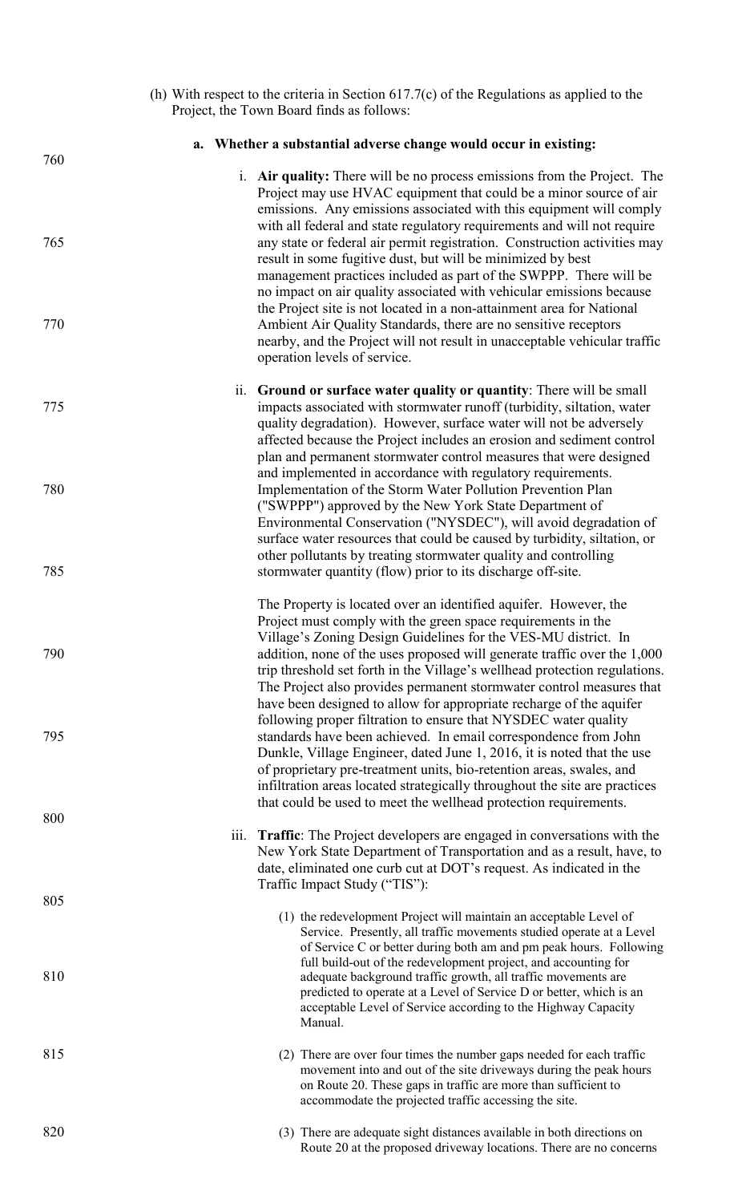(h) With respect to the criteria in Section 617.7(c) of the Regulations as applied to the Project, the Town Board finds as follows:

**a. Whether a substantial adverse change would occur in existing:**

i. **Air quality:** There will be no process emissions from the Project. The Project may use HVAC equipment that could be a minor source of air emissions. Any emissions associated with this equipment will comply with all federal and state regulatory requirements and will not require any state or federal air permit registration. Construction activities may result in some fugitive dust, but will be minimized by best management practices included as part of the SWPPP. There will be no impact on air quality associated with vehicular emissions because the Project site is not located in a non-attainment area for National Ambient Air Quality Standards, there are no sensitive receptors nearby, and the Project will not result in unacceptable vehicular traffic operation levels of service.

ii. **Ground or surface water quality or quantity**: There will be small impacts associated with stormwater runoff (turbidity, siltation, water quality degradation). However, surface water will not be adversely affected because the Project includes an erosion and sediment control plan and permanent stormwater control measures that were designed and implemented in accordance with regulatory requirements. Implementation of the Storm Water Pollution Prevention Plan ("SWPPP") approved by the New York State Department of Environmental Conservation ("NYSDEC"), will avoid degradation of surface water resources that could be caused by turbidity, siltation, or other pollutants by treating stormwater quality and controlling stormwater quantity (flow) prior to its discharge off-site.

The Property is located over an identified aquifer. However, the Project must comply with the green space requirements in the Village's Zoning Design Guidelines for the VES-MU district. In addition, none of the uses proposed will generate traffic over the 1,000 trip threshold set forth in the Village's wellhead protection regulations. The Project also provides permanent stormwater control measures that have been designed to allow for appropriate recharge of the aquifer following proper filtration to ensure that NYSDEC water quality standards have been achieved. In email correspondence from John Dunkle, Village Engineer, dated June 1, 2016, it is noted that the use of proprietary pre-treatment units, bio-retention areas, swales, and infiltration areas located strategically throughout the site are practices that could be used to meet the wellhead protection requirements.

iii. **Traffic**: The Project developers are engaged in conversations with the New York State Department of Transportation and as a result, have, to date, eliminated one curb cut at DOT's request. As indicated in the Traffic Impact Study ("TIS"):

(1) the redevelopment Project will maintain an acceptable Level of Service. Presently, all traffic movements studied operate at a Level of Service C or better during both am and pm peak hours. Following full build-out of the redevelopment project, and accounting for adequate background traffic growth, all traffic movements are predicted to operate at a Level of Service D or better, which is an acceptable Level of Service according to the Highway Capacity Manual.

(2) There are over four times the number gaps needed for each traffic movement into and out of the site driveways during the peak hours on Route 20. These gaps in traffic are more than sufficient to accommodate the projected traffic accessing the site.

(3) There are adequate sight distances available in both directions on Route 20 at the proposed driveway locations. There are no concerns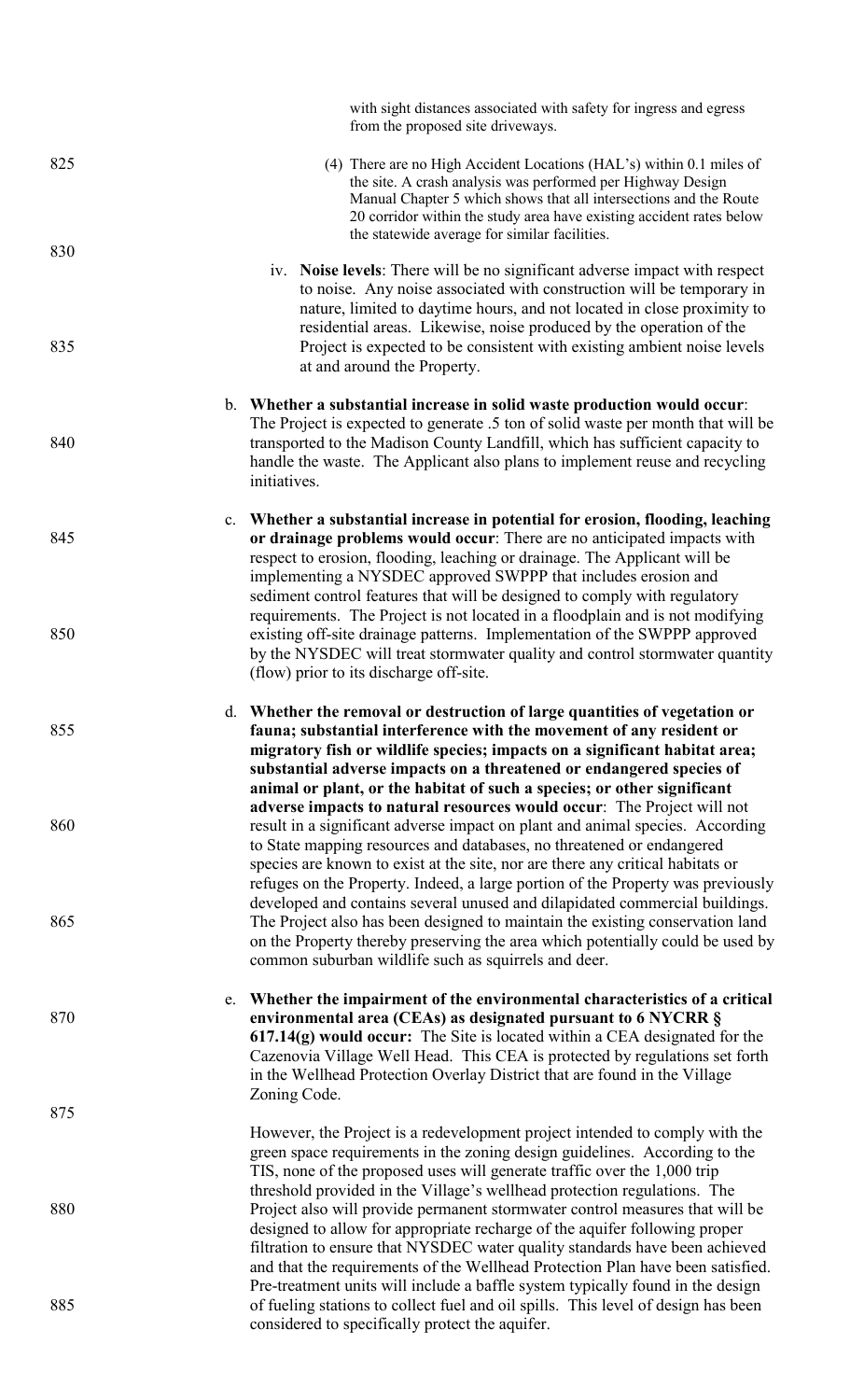with sight distances associated with safety for ingress and egress from the proposed site driveways.

(4) There are no High Accident Locations (HAL's) within 0.1 miles of the site. A crash analysis was performed per Highway Design Manual Chapter 5 which shows that all intersections and the Route 20 corridor within the study area have existing accident rates below the statewide average for similar facilities.

iv. **Noise levels**: There will be no significant adverse impact with respect to noise. Any noise associated with construction will be temporary in nature, limited to daytime hours, and not located in close proximity to residential areas. Likewise, noise produced by the operation of the Project is expected to be consistent with existing ambient noise levels at and around the Property.

b. **Whether a substantial increase in solid waste production would occur**: The Project is expected to generate .5 ton of solid waste per month that will be transported to the Madison County Landfill, which has sufficient capacity to handle the waste. The Applicant also plans to implement reuse and recycling initiatives.

c. **Whether a substantial increase in potential for erosion, flooding, leaching or drainage problems would occur**: There are no anticipated impacts with respect to erosion, flooding, leaching or drainage. The Applicant will be implementing a NYSDEC approved SWPPP that includes erosion and sediment control features that will be designed to comply with regulatory requirements. The Project is not located in a floodplain and is not modifying existing off-site drainage patterns. Implementation of the SWPPP approved by the NYSDEC will treat stormwater quality and control stormwater quantity (flow) prior to its discharge off-site.

d. **Whether the removal or destruction of large quantities of vegetation or fauna; substantial interference with the movement of any resident or migratory fish or wildlife species; impacts on a significant habitat area; substantial adverse impacts on a threatened or endangered species of animal or plant, or the habitat of such a species; or other significant adverse impacts to natural resources would occur**: The Project will not result in a significant adverse impact on plant and animal species. According to State mapping resources and databases, no threatened or endangered species are known to exist at the site, nor are there any critical habitats or refuges on the Property. Indeed, a large portion of the Property was previously developed and contains several unused and dilapidated commercial buildings. The Project also has been designed to maintain the existing conservation land on the Property thereby preserving the area which potentially could be used by common suburban wildlife such as squirrels and deer.

e. **Whether the impairment of the environmental characteristics of a critical environmental area (CEAs) as designated pursuant to 6 NYCRR § 617.14(g) would occur:** The Site is located within a CEA designated for the Cazenovia Village Well Head. This CEA is protected by regulations set forth in the Wellhead Protection Overlay District that are found in the Village Zoning Code.

However, the Project is a redevelopment project intended to comply with the green space requirements in the zoning design guidelines. According to the TIS, none of the proposed uses will generate traffic over the 1,000 trip threshold provided in the Village's wellhead protection regulations. The Project also will provide permanent stormwater control measures that will be designed to allow for appropriate recharge of the aquifer following proper filtration to ensure that NYSDEC water quality standards have been achieved and that the requirements of the Wellhead Protection Plan have been satisfied. Pre-treatment units will include a baffle system typically found in the design of fueling stations to collect fuel and oil spills. This level of design has been considered to specifically protect the aquifer.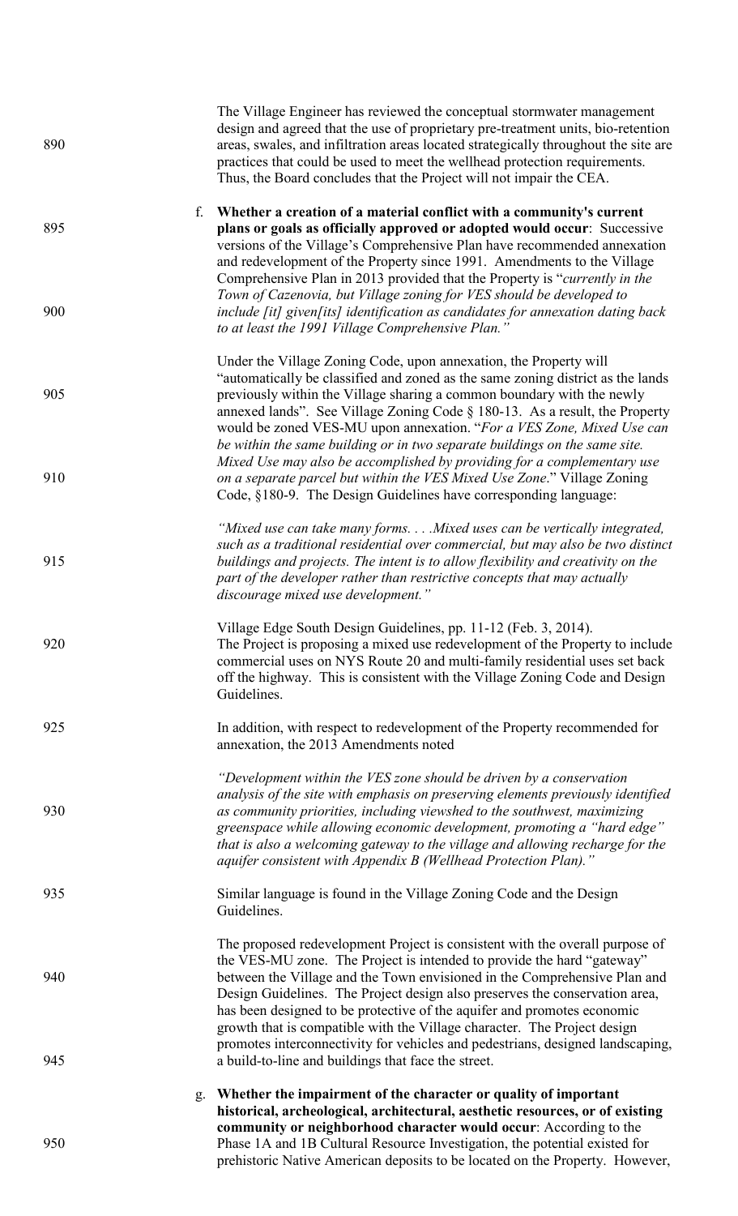The Village Engineer has reviewed the conceptual stormwater management design and agreed that the use of proprietary pre-treatment units, bio-retention areas, swales, and infiltration areas located strategically throughout the site are practices that could be used to meet the wellhead protection requirements. Thus, the Board concludes that the Project will not impair the CEA.

f. **Whether a creation of a material conflict with a community's current plans or goals as officially approved or adopted would occur**: Successive versions of the Village's Comprehensive Plan have recommended annexation and redevelopment of the Property since 1991. Amendments to the Village Comprehensive Plan in 2013 provided that the Property is "*currently in the Town of Cazenovia, but Village zoning for VES should be developed to include [it] given[its] identification as candidates for annexation dating back to at least the 1991 Village Comprehensive Plan.*"

Under the Village Zoning Code, upon annexation, the Property will "automatically be classified and zoned as the same zoning district as the lands previously within the Village sharing a common boundary with the newly annexed lands". See Village Zoning Code § 180-13. As a result, the Property would be zoned VES-MU upon annexation. "*For a VES Zone, Mixed Use can be within the same building or in two separate buildings on the same site. Mixed Use may also be accomplished by providing for a complementary use on a separate parcel but within the VES Mixed Use Zone*." Village Zoning Code, §180-9. The Design Guidelines have corresponding language:

*"Mixed use can take many forms. . . .Mixed uses can be vertically integrated, such as a traditional residential over commercial, but may also be two distinct buildings and projects. The intent is to allow flexibility and creativity on the part of the developer rather than restrictive concepts that may actually discourage mixed use development."*

Village Edge South Design Guidelines, pp. 11-12 (Feb. 3, 2014).
The Project is proposing a mixed use redevelopment of the Property to include commercial uses on NYS Route 20 and multi-family residential uses set back off the highway. This is consistent with the Village Zoning Code and Design Guidelines.

In addition, with respect to redevelopment of the Property recommended for annexation, the 2013 Amendments noted

*"Development within the VES zone should be driven by a conservation analysis of the site with emphasis on preserving elements previously identified as community priorities, including viewshed to the southwest, maximizing greenspace while allowing economic development, promoting a "hard edge" that is also a welcoming gateway to the village and allowing recharge for the aquifer consistent with Appendix B (Wellhead Protection Plan)."*

Similar language is found in the Village Zoning Code and the Design Guidelines.

The proposed redevelopment Project is consistent with the overall purpose of the VES-MU zone. The Project is intended to provide the hard "gateway" between the Village and the Town envisioned in the Comprehensive Plan and Design Guidelines. The Project design also preserves the conservation area, has been designed to be protective of the aquifer and promotes economic growth that is compatible with the Village character. The Project design promotes interconnectivity for vehicles and pedestrians, designed landscaping, a build-to-line and buildings that face the street.

g. **Whether the impairment of the character or quality of important historical, archeological, architectural, aesthetic resources, or of existing community or neighborhood character would occur**: According to the Phase 1A and 1B Cultural Resource Investigation, the potential existed for prehistoric Native American deposits to be located on the Property. However,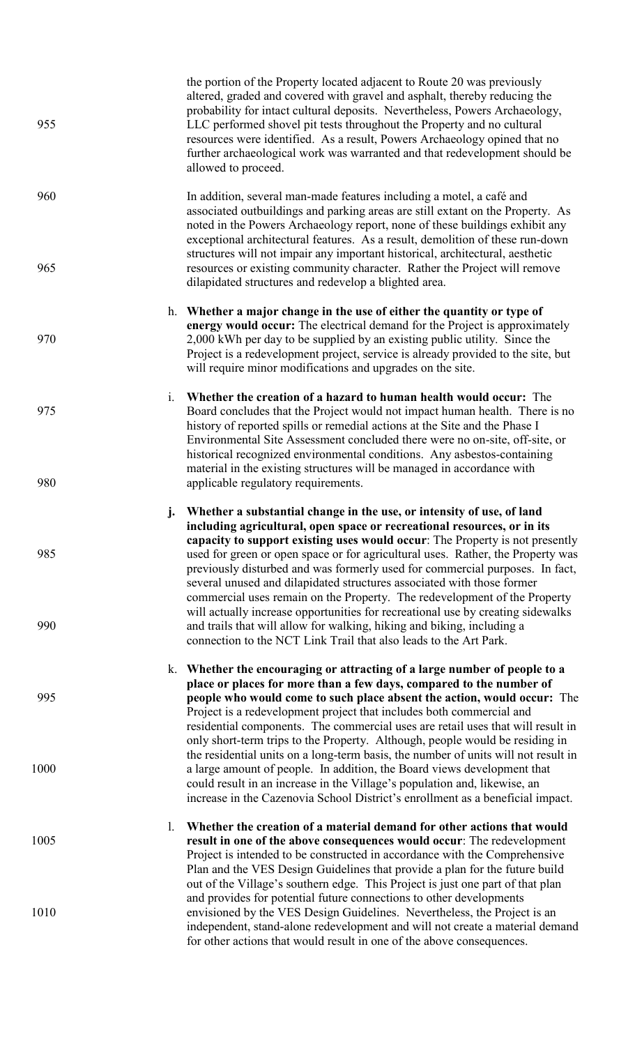the portion of the Property located adjacent to Route 20 was previously altered, graded and covered with gravel and asphalt, thereby reducing the probability for intact cultural deposits. Nevertheless, Powers Archaeology, LLC performed shovel pit tests throughout the Property and no cultural resources were identified. As a result, Powers Archaeology opined that no further archaeological work was warranted and that redevelopment should be allowed to proceed.

In addition, several man-made features including a motel, a café and associated outbuildings and parking areas are still extant on the Property. As noted in the Powers Archaeology report, none of these buildings exhibit any exceptional architectural features. As a result, demolition of these run-down structures will not impair any important historical, architectural, aesthetic resources or existing community character. Rather the Project will remove dilapidated structures and redevelop a blighted area.

h. **Whether a major change in the use of either the quantity or type of energy would occur:** The electrical demand for the Project is approximately 2,000 kWh per day to be supplied by an existing public utility. Since the Project is a redevelopment project, service is already provided to the site, but will require minor modifications and upgrades on the site.

i. **Whether the creation of a hazard to human health would occur:** The Board concludes that the Project would not impact human health. There is no history of reported spills or remedial actions at the Site and the Phase I Environmental Site Assessment concluded there were no on-site, off-site, or historical recognized environmental conditions. Any asbestos-containing material in the existing structures will be managed in accordance with applicable regulatory requirements.

j. **Whether a substantial change in the use, or intensity of use, of land including agricultural, open space or recreational resources, or in its capacity to support existing uses would occur**: The Property is not presently used for green or open space or for agricultural uses. Rather, the Property was previously disturbed and was formerly used for commercial purposes. In fact, several unused and dilapidated structures associated with those former commercial uses remain on the Property. The redevelopment of the Property will actually increase opportunities for recreational use by creating sidewalks and trails that will allow for walking, hiking and biking, including a connection to the NCT Link Trail that also leads to the Art Park.

k. **Whether the encouraging or attracting of a large number of people to a place or places for more than a few days, compared to the number of people who would come to such place absent the action, would occur:** The Project is a redevelopment project that includes both commercial and residential components. The commercial uses are retail uses that will result in only short-term trips to the Property. Although, people would be residing in the residential units on a long-term basis, the number of units will not result in a large amount of people. In addition, the Board views development that could result in an increase in the Village's population and, likewise, an increase in the Cazenovia School District's enrollment as a beneficial impact.

l. **Whether the creation of a material demand for other actions that would result in one of the above consequences would occur**: The redevelopment Project is intended to be constructed in accordance with the Comprehensive Plan and the VES Design Guidelines that provide a plan for the future build out of the Village's southern edge. This Project is just one part of that plan and provides for potential future connections to other developments envisioned by the VES Design Guidelines. Nevertheless, the Project is an independent, stand-alone redevelopment and will not create a material demand for other actions that would result in one of the above consequences.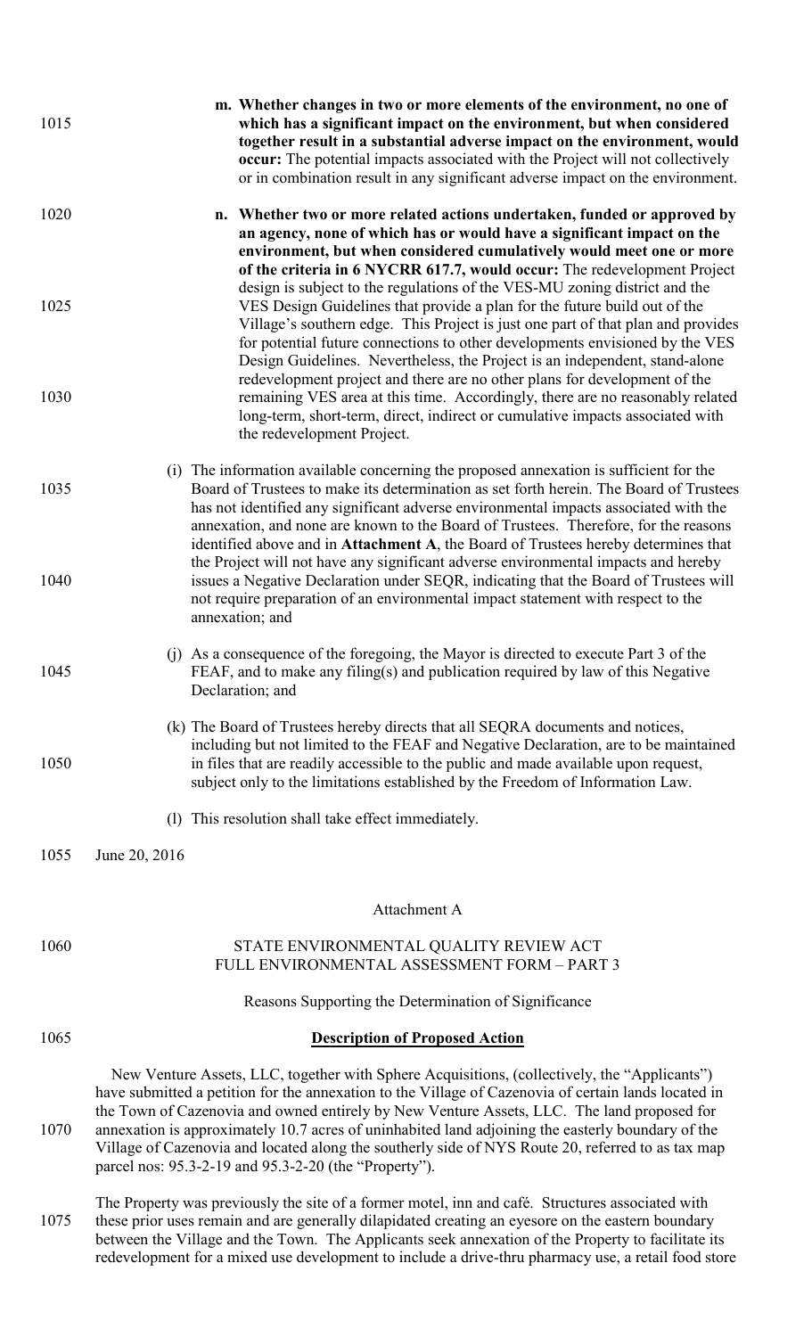**m. Whether changes in two or more elements of the environment, no one of which has a significant impact on the environment, but when considered together result in a substantial adverse impact on the environment, would occur:** The potential impacts associated with the Project will not collectively or in combination result in any significant adverse impact on the environment.

**n. Whether two or more related actions undertaken, funded or approved by an agency, none of which has or would have a significant impact on the environment, but when considered cumulatively would meet one or more of the criteria in 6 NYCRR 617.7, would occur:** The redevelopment Project design is subject to the regulations of the VES-MU zoning district and the VES Design Guidelines that provide a plan for the future build out of the Village's southern edge. This Project is just one part of that plan and provides for potential future connections to other developments envisioned by the VES Design Guidelines. Nevertheless, the Project is an independent, stand-alone redevelopment project and there are no other plans for development of the remaining VES area at this time. Accordingly, there are no reasonably related long-term, short-term, direct, indirect or cumulative impacts associated with the redevelopment Project.

(i) The information available concerning the proposed annexation is sufficient for the Board of Trustees to make its determination as set forth herein. The Board of Trustees has not identified any significant adverse environmental impacts associated with the annexation, and none are known to the Board of Trustees. Therefore, for the reasons identified above and in **Attachment A**, the Board of Trustees hereby determines that the Project will not have any significant adverse environmental impacts and hereby issues a Negative Declaration under SEQR, indicating that the Board of Trustees will not require preparation of an environmental impact statement with respect to the annexation; and

(j) As a consequence of the foregoing, the Mayor is directed to execute Part 3 of the FEAF, and to make any filing(s) and publication required by law of this Negative Declaration; and

(k) The Board of Trustees hereby directs that all SEQRA documents and notices, including but not limited to the FEAF and Negative Declaration, are to be maintained in files that are readily accessible to the public and made available upon request, subject only to the limitations established by the Freedom of Information Law.

(l) This resolution shall take effect immediately.

June 20, 2016

Attachment A

STATE ENVIRONMENTAL QUALITY REVIEW ACT
FULL ENVIRONMENTAL ASSESSMENT FORM – PART 3

Reasons Supporting the Determination of Significance

**Description of Proposed Action**

New Venture Assets, LLC, together with Sphere Acquisitions, (collectively, the "Applicants") have submitted a petition for the annexation to the Village of Cazenovia of certain lands located in the Town of Cazenovia and owned entirely by New Venture Assets, LLC. The land proposed for annexation is approximately 10.7 acres of uninhabited land adjoining the easterly boundary of the Village of Cazenovia and located along the southerly side of NYS Route 20, referred to as tax map parcel nos: 95.3-2-19 and 95.3-2-20 (the "Property").

The Property was previously the site of a former motel, inn and café. Structures associated with these prior uses remain and are generally dilapidated creating an eyesore on the eastern boundary between the Village and the Town. The Applicants seek annexation of the Property to facilitate its redevelopment for a mixed use development to include a drive-thru pharmacy use, a retail food store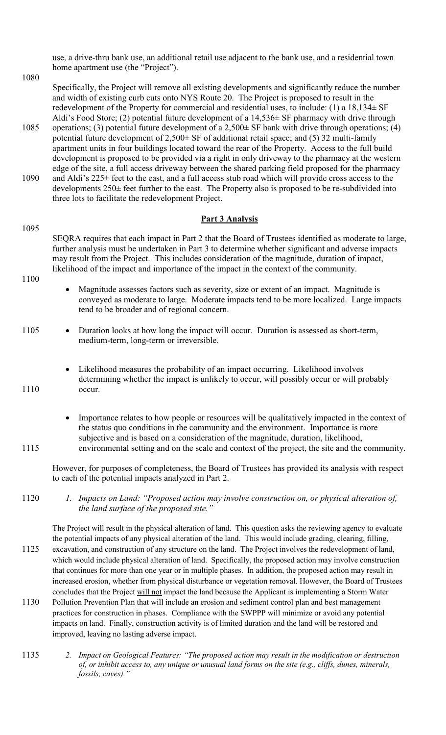use, a drive-thru bank use, an additional retail use adjacent to the bank use, and a residential town home apartment use (the "Project").

Specifically, the Project will remove all existing developments and significantly reduce the number and width of existing curb cuts onto NYS Route 20. The Project is proposed to result in the redevelopment of the Property for commercial and residential uses, to include: (1) a 18,134± SF Aldi's Food Store; (2) potential future development of a 14,536± SF pharmacy with drive through operations; (3) potential future development of a 2,500± SF bank with drive through operations; (4) potential future development of 2,500± SF of additional retail space; and (5) 32 multi-family apartment units in four buildings located toward the rear of the Property. Access to the full build development is proposed to be provided via a right in only driveway to the pharmacy at the western edge of the site, a full access driveway between the shared parking field proposed for the pharmacy and Aldi's 225± feet to the east, and a full access stub road which will provide cross access to the developments 250± feet further to the east. The Property also is proposed to be re-subdivided into three lots to facilitate the redevelopment Project.

## Part 3 Analysis

SEQRA requires that each impact in Part 2 that the Board of Trustees identified as moderate to large, further analysis must be undertaken in Part 3 to determine whether significant and adverse impacts may result from the Project. This includes consideration of the magnitude, duration of impact, likelihood of the impact and importance of the impact in the context of the community.

- Magnitude assesses factors such as severity, size or extent of an impact. Magnitude is conveyed as moderate to large. Moderate impacts tend to be more localized. Large impacts tend to be broader and of regional concern.
- Duration looks at how long the impact will occur. Duration is assessed as short-term, medium-term, long-term or irreversible.
- Likelihood measures the probability of an impact occurring. Likelihood involves determining whether the impact is unlikely to occur, will possibly occur or will probably occur.
- Importance relates to how people or resources will be qualitatively impacted in the context of the status quo conditions in the community and the environment. Importance is more subjective and is based on a consideration of the magnitude, duration, likelihood, environmental setting and on the scale and context of the project, the site and the community.

However, for purposes of completeness, the Board of Trustees has provided its analysis with respect to each of the potential impacts analyzed in Part 2.

1. *Impacts on Land: "Proposed action may involve construction on, or physical alteration of, the land surface of the proposed site."*

The Project will result in the physical alteration of land. This question asks the reviewing agency to evaluate the potential impacts of any physical alteration of the land. This would include grading, clearing, filling, excavation, and construction of any structure on the land. The Project involves the redevelopment of land, which would include physical alteration of land. Specifically, the proposed action may involve construction that continues for more than one year or in multiple phases. In addition, the proposed action may result in increased erosion, whether from physical disturbance or vegetation removal. However, the Board of Trustees concludes that the Project <u>will not</u> impact the land because the Applicant is implementing a Storm Water Pollution Prevention Plan that will include an erosion and sediment control plan and best management practices for construction in phases. Compliance with the SWPPP will minimize or avoid any potential impacts on land. Finally, construction activity is of limited duration and the land will be restored and improved, leaving no lasting adverse impact.

2. *Impact on Geological Features: "The proposed action may result in the modification or destruction of, or inhibit access to, any unique or unusual land forms on the site (e.g., cliffs, dunes, minerals, fossils, caves)."*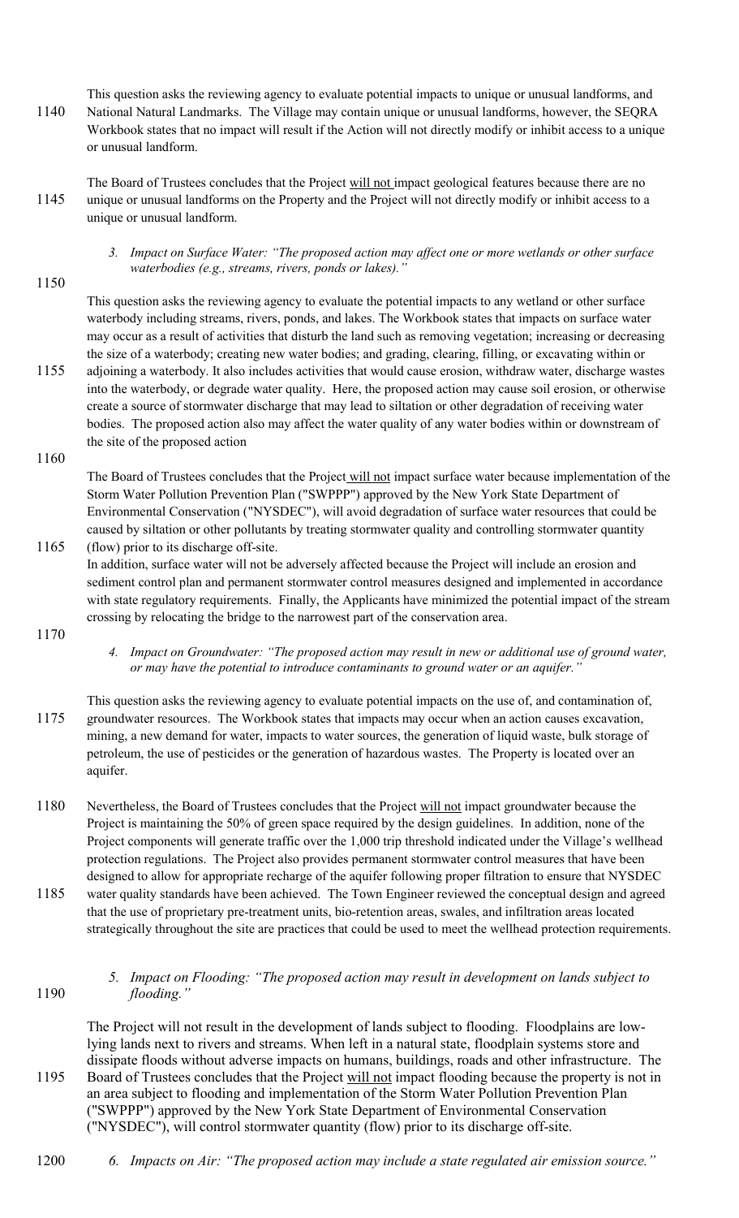This question asks the reviewing agency to evaluate potential impacts to unique or unusual landforms, and National Natural Landmarks. The Village may contain unique or unusual landforms, however, the SEQRA Workbook states that no impact will result if the Action will not directly modify or inhibit access to a unique or unusual landform.

The Board of Trustees concludes that the Project will not impact geological features because there are no unique or unusual landforms on the Property and the Project will not directly modify or inhibit access to a unique or unusual landform.

> *3. Impact on Surface Water: "The proposed action may affect one or more wetlands or other surface waterbodies (e.g., streams, rivers, ponds or lakes)."*

This question asks the reviewing agency to evaluate the potential impacts to any wetland or other surface waterbody including streams, rivers, ponds, and lakes. The Workbook states that impacts on surface water may occur as a result of activities that disturb the land such as removing vegetation; increasing or decreasing the size of a waterbody; creating new water bodies; and grading, clearing, filling, or excavating within or adjoining a waterbody. It also includes activities that would cause erosion, withdraw water, discharge wastes into the waterbody, or degrade water quality. Here, the proposed action may cause soil erosion, or otherwise create a source of stormwater discharge that may lead to siltation or other degradation of receiving water bodies. The proposed action also may affect the water quality of any water bodies within or downstream of the site of the proposed action

The Board of Trustees concludes that the Project will not impact surface water because implementation of the Storm Water Pollution Prevention Plan ("SWPPP") approved by the New York State Department of Environmental Conservation ("NYSDEC"), will avoid degradation of surface water resources that could be caused by siltation or other pollutants by treating stormwater quality and controlling stormwater quantity (flow) prior to its discharge off-site.
In addition, surface water will not be adversely affected because the Project will include an erosion and sediment control plan and permanent stormwater control measures designed and implemented in accordance with state regulatory requirements. Finally, the Applicants have minimized the potential impact of the stream crossing by relocating the bridge to the narrowest part of the conservation area.

> *4. Impact on Groundwater: "The proposed action may result in new or additional use of ground water, or may have the potential to introduce contaminants to ground water or an aquifer."*

This question asks the reviewing agency to evaluate potential impacts on the use of, and contamination of, groundwater resources. The Workbook states that impacts may occur when an action causes excavation, mining, a new demand for water, impacts to water sources, the generation of liquid waste, bulk storage of petroleum, the use of pesticides or the generation of hazardous wastes. The Property is located over an aquifer.

Nevertheless, the Board of Trustees concludes that the Project will not impact groundwater because the Project is maintaining the 50% of green space required by the design guidelines. In addition, none of the Project components will generate traffic over the 1,000 trip threshold indicated under the Village's wellhead protection regulations. The Project also provides permanent stormwater control measures that have been designed to allow for appropriate recharge of the aquifer following proper filtration to ensure that NYSDEC water quality standards have been achieved. The Town Engineer reviewed the conceptual design and agreed that the use of proprietary pre-treatment units, bio-retention areas, swales, and infiltration areas located strategically throughout the site are practices that could be used to meet the wellhead protection requirements.

> *5. Impact on Flooding: "The proposed action may result in development on lands subject to flooding."*

The Project will not result in the development of lands subject to flooding. Floodplains are low-lying lands next to rivers and streams. When left in a natural state, floodplain systems store and dissipate floods without adverse impacts on humans, buildings, roads and other infrastructure. The Board of Trustees concludes that the Project will not impact flooding because the property is not in an area subject to flooding and implementation of the Storm Water Pollution Prevention Plan ("SWPPP") approved by the New York State Department of Environmental Conservation ("NYSDEC"), will control stormwater quantity (flow) prior to its discharge off-site.

> *6. Impacts on Air: "The proposed action may include a state regulated air emission source."*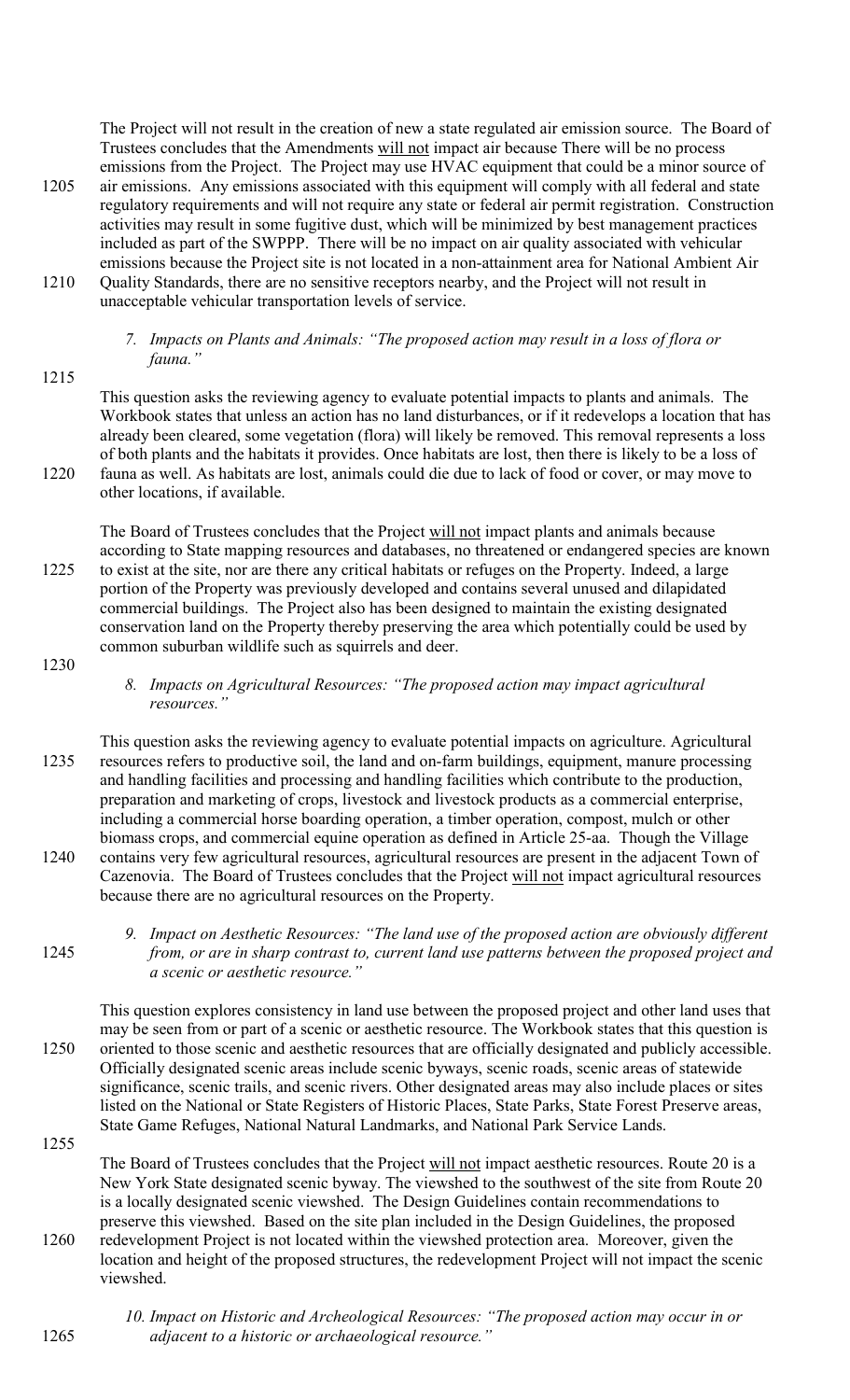The Project will not result in the creation of new a state regulated air emission source. The Board of Trustees concludes that the Amendments will not impact air because There will be no process emissions from the Project. The Project may use HVAC equipment that could be a minor source of air emissions. Any emissions associated with this equipment will comply with all federal and state regulatory requirements and will not require any state or federal air permit registration. Construction activities may result in some fugitive dust, which will be minimized by best management practices included as part of the SWPPP. There will be no impact on air quality associated with vehicular emissions because the Project site is not located in a non-attainment area for National Ambient Air Quality Standards, there are no sensitive receptors nearby, and the Project will not result in unacceptable vehicular transportation levels of service.

*7. Impacts on Plants and Animals: "The proposed action may result in a loss of flora or fauna."*

This question asks the reviewing agency to evaluate potential impacts to plants and animals. The Workbook states that unless an action has no land disturbances, or if it redevelops a location that has already been cleared, some vegetation (flora) will likely be removed. This removal represents a loss of both plants and the habitats it provides. Once habitats are lost, then there is likely to be a loss of fauna as well. As habitats are lost, animals could die due to lack of food or cover, or may move to other locations, if available.

The Board of Trustees concludes that the Project will not impact plants and animals because according to State mapping resources and databases, no threatened or endangered species are known to exist at the site, nor are there any critical habitats or refuges on the Property. Indeed, a large portion of the Property was previously developed and contains several unused and dilapidated commercial buildings. The Project also has been designed to maintain the existing designated conservation land on the Property thereby preserving the area which potentially could be used by common suburban wildlife such as squirrels and deer.

*8. Impacts on Agricultural Resources: "The proposed action may impact agricultural resources."*

This question asks the reviewing agency to evaluate potential impacts on agriculture. Agricultural resources refers to productive soil, the land and on-farm buildings, equipment, manure processing and handling facilities and processing and handling facilities which contribute to the production, preparation and marketing of crops, livestock and livestock products as a commercial enterprise, including a commercial horse boarding operation, a timber operation, compost, mulch or other biomass crops, and commercial equine operation as defined in Article 25-aa. Though the Village contains very few agricultural resources, agricultural resources are present in the adjacent Town of Cazenovia. The Board of Trustees concludes that the Project will not impact agricultural resources because there are no agricultural resources on the Property.

*9. Impact on Aesthetic Resources: "The land use of the proposed action are obviously different from, or are in sharp contrast to, current land use patterns between the proposed project and a scenic or aesthetic resource."*

This question explores consistency in land use between the proposed project and other land uses that may be seen from or part of a scenic or aesthetic resource. The Workbook states that this question is oriented to those scenic and aesthetic resources that are officially designated and publicly accessible. Officially designated scenic areas include scenic byways, scenic roads, scenic areas of statewide significance, scenic trails, and scenic rivers. Other designated areas may also include places or sites listed on the National or State Registers of Historic Places, State Parks, State Forest Preserve areas, State Game Refuges, National Natural Landmarks, and National Park Service Lands.

The Board of Trustees concludes that the Project will not impact aesthetic resources. Route 20 is a New York State designated scenic byway. The viewshed to the southwest of the site from Route 20 is a locally designated scenic viewshed. The Design Guidelines contain recommendations to preserve this viewshed. Based on the site plan included in the Design Guidelines, the proposed redevelopment Project is not located within the viewshed protection area. Moreover, given the location and height of the proposed structures, the redevelopment Project will not impact the scenic viewshed.

*10. Impact on Historic and Archeological Resources: "The proposed action may occur in or adjacent to a historic or archaeological resource."*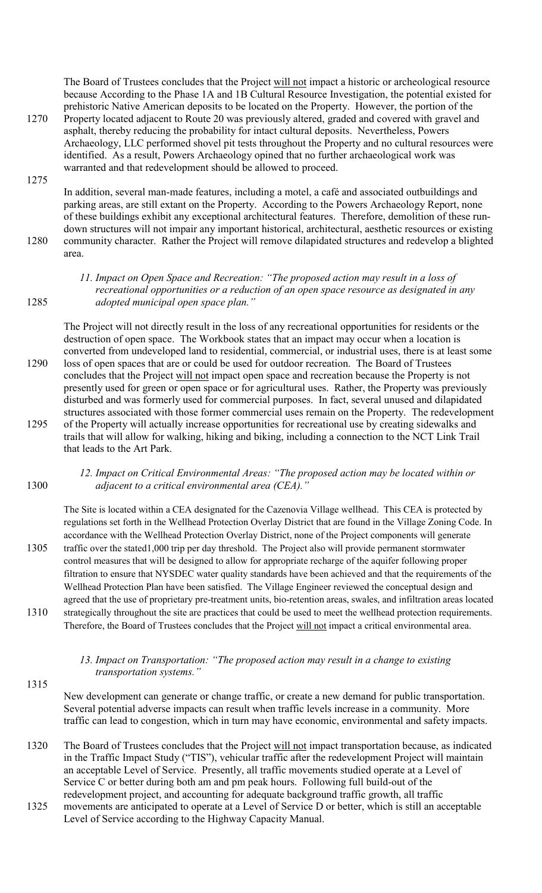The Board of Trustees concludes that the Project will not impact a historic or archeological resource because According to the Phase 1A and 1B Cultural Resource Investigation, the potential existed for prehistoric Native American deposits to be located on the Property. However, the portion of the Property located adjacent to Route 20 was previously altered, graded and covered with gravel and asphalt, thereby reducing the probability for intact cultural deposits. Nevertheless, Powers Archaeology, LLC performed shovel pit tests throughout the Property and no cultural resources were identified. As a result, Powers Archaeology opined that no further archaeological work was warranted and that redevelopment should be allowed to proceed.

In addition, several man-made features, including a motel, a café and associated outbuildings and parking areas, are still extant on the Property. According to the Powers Archaeology Report, none of these buildings exhibit any exceptional architectural features. Therefore, demolition of these run-down structures will not impair any important historical, architectural, aesthetic resources or existing community character. Rather the Project will remove dilapidated structures and redevelop a blighted area.

*11. Impact on Open Space and Recreation: "The proposed action may result in a loss of recreational opportunities or a reduction of an open space resource as designated in any adopted municipal open space plan."*

The Project will not directly result in the loss of any recreational opportunities for residents or the destruction of open space. The Workbook states that an impact may occur when a location is converted from undeveloped land to residential, commercial, or industrial uses, there is at least some loss of open spaces that are or could be used for outdoor recreation. The Board of Trustees concludes that the Project will not impact open space and recreation because the Property is not presently used for green or open space or for agricultural uses. Rather, the Property was previously disturbed and was formerly used for commercial purposes. In fact, several unused and dilapidated structures associated with those former commercial uses remain on the Property. The redevelopment of the Property will actually increase opportunities for recreational use by creating sidewalks and trails that will allow for walking, hiking and biking, including a connection to the NCT Link Trail that leads to the Art Park.

*12. Impact on Critical Environmental Areas: "The proposed action may be located within or adjacent to a critical environmental area (CEA)."*

The Site is located within a CEA designated for the Cazenovia Village wellhead. This CEA is protected by regulations set forth in the Wellhead Protection Overlay District that are found in the Village Zoning Code. In accordance with the Wellhead Protection Overlay District, none of the Project components will generate traffic over the stated1,000 trip per day threshold. The Project also will provide permanent stormwater control measures that will be designed to allow for appropriate recharge of the aquifer following proper filtration to ensure that NYSDEC water quality standards have been achieved and that the requirements of the Wellhead Protection Plan have been satisfied. The Village Engineer reviewed the conceptual design and agreed that the use of proprietary pre-treatment units, bio-retention areas, swales, and infiltration areas located strategically throughout the site are practices that could be used to meet the wellhead protection requirements. Therefore, the Board of Trustees concludes that the Project will not impact a critical environmental area.

*13. Impact on Transportation: "The proposed action may result in a change to existing transportation systems."*

New development can generate or change traffic, or create a new demand for public transportation. Several potential adverse impacts can result when traffic levels increase in a community. More traffic can lead to congestion, which in turn may have economic, environmental and safety impacts.

The Board of Trustees concludes that the Project will not impact transportation because, as indicated in the Traffic Impact Study ("TIS"), vehicular traffic after the redevelopment Project will maintain an acceptable Level of Service. Presently, all traffic movements studied operate at a Level of Service C or better during both am and pm peak hours. Following full build-out of the redevelopment project, and accounting for adequate background traffic growth, all traffic movements are anticipated to operate at a Level of Service D or better, which is still an acceptable Level of Service according to the Highway Capacity Manual.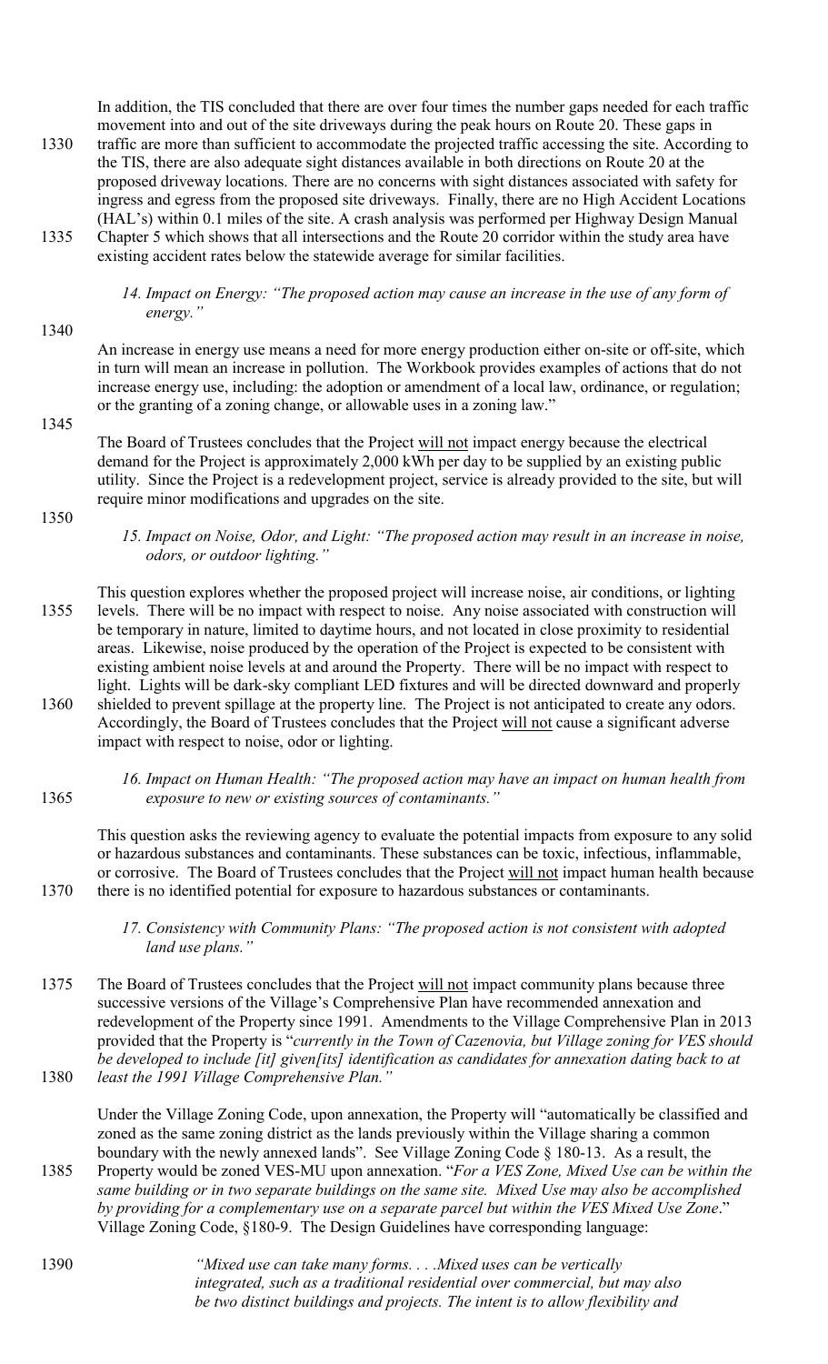In addition, the TIS concluded that there are over four times the number gaps needed for each traffic movement into and out of the site driveways during the peak hours on Route 20. These gaps in traffic are more than sufficient to accommodate the projected traffic accessing the site. According to the TIS, there are also adequate sight distances available in both directions on Route 20 at the proposed driveway locations. There are no concerns with sight distances associated with safety for ingress and egress from the proposed site driveways. Finally, there are no High Accident Locations (HAL's) within 0.1 miles of the site. A crash analysis was performed per Highway Design Manual Chapter 5 which shows that all intersections and the Route 20 corridor within the study area have existing accident rates below the statewide average for similar facilities.

*14. Impact on Energy: "The proposed action may cause an increase in the use of any form of energy."*

An increase in energy use means a need for more energy production either on-site or off-site, which in turn will mean an increase in pollution. The Workbook provides examples of actions that do not increase energy use, including: the adoption or amendment of a local law, ordinance, or regulation; or the granting of a zoning change, or allowable uses in a zoning law."

The Board of Trustees concludes that the Project <u>will not</u> impact energy because the electrical demand for the Project is approximately 2,000 kWh per day to be supplied by an existing public utility. Since the Project is a redevelopment project, service is already provided to the site, but will require minor modifications and upgrades on the site.

*15. Impact on Noise, Odor, and Light: "The proposed action may result in an increase in noise, odors, or outdoor lighting."*

This question explores whether the proposed project will increase noise, air conditions, or lighting levels. There will be no impact with respect to noise. Any noise associated with construction will be temporary in nature, limited to daytime hours, and not located in close proximity to residential areas. Likewise, noise produced by the operation of the Project is expected to be consistent with existing ambient noise levels at and around the Property. There will be no impact with respect to light. Lights will be dark-sky compliant LED fixtures and will be directed downward and properly shielded to prevent spillage at the property line. The Project is not anticipated to create any odors. Accordingly, the Board of Trustees concludes that the Project <u>will not</u> cause a significant adverse impact with respect to noise, odor or lighting.

*16. Impact on Human Health: "The proposed action may have an impact on human health from exposure to new or existing sources of contaminants."*

This question asks the reviewing agency to evaluate the potential impacts from exposure to any solid or hazardous substances and contaminants. These substances can be toxic, infectious, inflammable, or corrosive. The Board of Trustees concludes that the Project <u>will not</u> impact human health because there is no identified potential for exposure to hazardous substances or contaminants.

*17. Consistency with Community Plans: "The proposed action is not consistent with adopted land use plans."*

The Board of Trustees concludes that the Project <u>will not</u> impact community plans because three successive versions of the Village's Comprehensive Plan have recommended annexation and redevelopment of the Property since 1991. Amendments to the Village Comprehensive Plan in 2013 provided that the Property is "*currently in the Town of Cazenovia, but Village zoning for VES should be developed to include [it] given[its] identification as candidates for annexation dating back to at least the 1991 Village Comprehensive Plan."*

Under the Village Zoning Code, upon annexation, the Property will "automatically be classified and zoned as the same zoning district as the lands previously within the Village sharing a common boundary with the newly annexed lands". See Village Zoning Code § 180-13. As a result, the Property would be zoned VES-MU upon annexation. "*For a VES Zone, Mixed Use can be within the same building or in two separate buildings on the same site. Mixed Use may also be accomplished by providing for a complementary use on a separate parcel but within the VES Mixed Use Zone*." Village Zoning Code, §180-9. The Design Guidelines have corresponding language:

> *"Mixed use can take many forms. . . .Mixed uses can be vertically integrated, such as a traditional residential over commercial, but may also be two distinct buildings and projects. The intent is to allow flexibility and*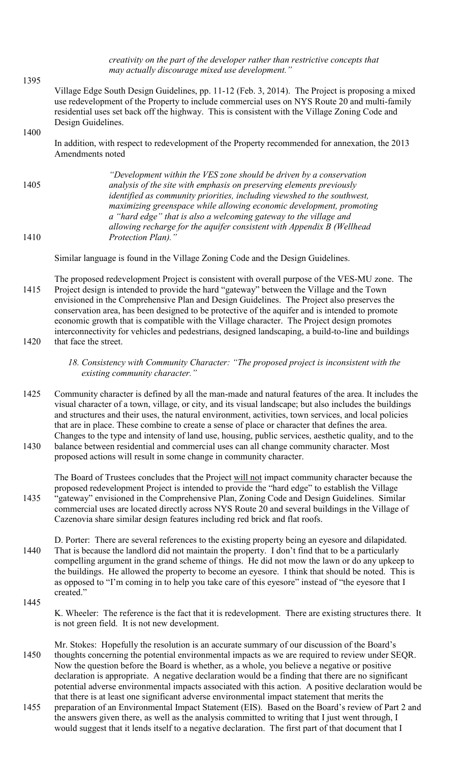*creativity on the part of the developer rather than restrictive concepts that may actually discourage mixed use development."*

Village Edge South Design Guidelines, pp. 11-12 (Feb. 3, 2014). The Project is proposing a mixed use redevelopment of the Property to include commercial uses on NYS Route 20 and multi-family residential uses set back off the highway. This is consistent with the Village Zoning Code and Design Guidelines.

In addition, with respect to redevelopment of the Property recommended for annexation, the 2013 Amendments noted

> *"Development within the VES zone should be driven by a conservation analysis of the site with emphasis on preserving elements previously identified as community priorities, including viewshed to the southwest, maximizing greenspace while allowing economic development, promoting a "hard edge" that is also a welcoming gateway to the village and allowing recharge for the aquifer consistent with Appendix B (Wellhead Protection Plan)."*

Similar language is found in the Village Zoning Code and the Design Guidelines.

The proposed redevelopment Project is consistent with overall purpose of the VES-MU zone. The Project design is intended to provide the hard "gateway" between the Village and the Town envisioned in the Comprehensive Plan and Design Guidelines. The Project also preserves the conservation area, has been designed to be protective of the aquifer and is intended to promote economic growth that is compatible with the Village character. The Project design promotes interconnectivity for vehicles and pedestrians, designed landscaping, a build-to-line and buildings that face the street.

*18. Consistency with Community Character: "The proposed project is inconsistent with the existing community character."*

Community character is defined by all the man-made and natural features of the area. It includes the visual character of a town, village, or city, and its visual landscape; but also includes the buildings and structures and their uses, the natural environment, activities, town services, and local policies that are in place. These combine to create a sense of place or character that defines the area. Changes to the type and intensity of land use, housing, public services, aesthetic quality, and to the balance between residential and commercial uses can all change community character. Most proposed actions will result in some change in community character.

The Board of Trustees concludes that the Project <u>will not</u> impact community character because the proposed redevelopment Project is intended to provide the "hard edge" to establish the Village "gateway" envisioned in the Comprehensive Plan, Zoning Code and Design Guidelines. Similar commercial uses are located directly across NYS Route 20 and several buildings in the Village of Cazenovia share similar design features including red brick and flat roofs.

D. Porter: There are several references to the existing property being an eyesore and dilapidated. That is because the landlord did not maintain the property. I don't find that to be a particularly compelling argument in the grand scheme of things. He did not mow the lawn or do any upkeep to the buildings. He allowed the property to become an eyesore. I think that should be noted. This is as opposed to "I'm coming in to help you take care of this eyesore" instead of "the eyesore that I created."

K. Wheeler: The reference is the fact that it is redevelopment. There are existing structures there. It is not green field. It is not new development.

Mr. Stokes: Hopefully the resolution is an accurate summary of our discussion of the Board's thoughts concerning the potential environmental impacts as we are required to review under SEQR. Now the question before the Board is whether, as a whole, you believe a negative or positive declaration is appropriate. A negative declaration would be a finding that there are no significant potential adverse environmental impacts associated with this action. A positive declaration would be that there is at least one significant adverse environmental impact statement that merits the preparation of an Environmental Impact Statement (EIS). Based on the Board's review of Part 2 and the answers given there, as well as the analysis committed to writing that I just went through, I would suggest that it lends itself to a negative declaration. The first part of that document that I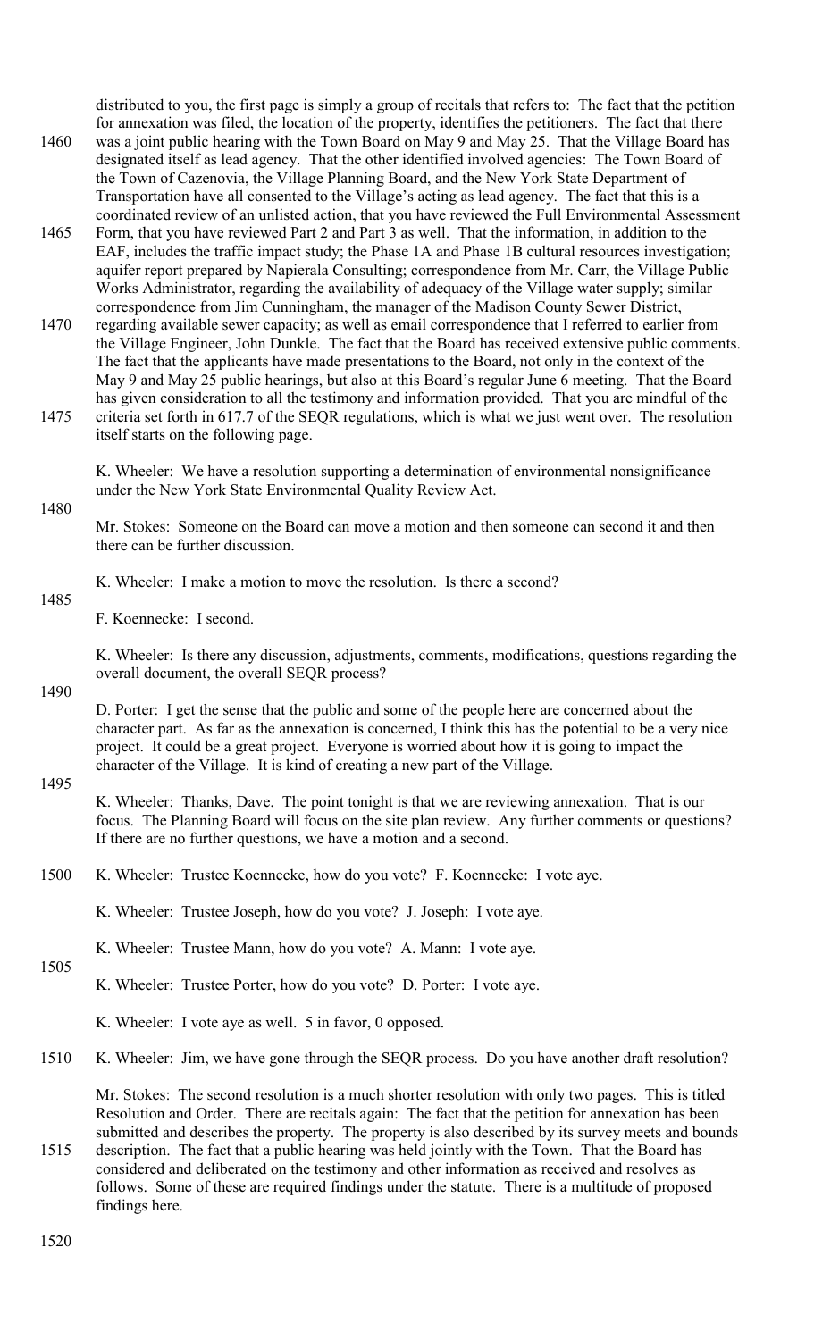distributed to you, the first page is simply a group of recitals that refers to: The fact that the petition for annexation was filed, the location of the property, identifies the petitioners. The fact that there was a joint public hearing with the Town Board on May 9 and May 25. That the Village Board has designated itself as lead agency. That the other identified involved agencies: The Town Board of the Town of Cazenovia, the Village Planning Board, and the New York State Department of Transportation have all consented to the Village's acting as lead agency. The fact that this is a coordinated review of an unlisted action, that you have reviewed the Full Environmental Assessment Form, that you have reviewed Part 2 and Part 3 as well. That the information, in addition to the EAF, includes the traffic impact study; the Phase 1A and Phase 1B cultural resources investigation; aquifer report prepared by Napierala Consulting; correspondence from Mr. Carr, the Village Public Works Administrator, regarding the availability of adequacy of the Village water supply; similar correspondence from Jim Cunningham, the manager of the Madison County Sewer District, regarding available sewer capacity; as well as email correspondence that I referred to earlier from the Village Engineer, John Dunkle. The fact that the Board has received extensive public comments. The fact that the applicants have made presentations to the Board, not only in the context of the May 9 and May 25 public hearings, but also at this Board's regular June 6 meeting. That the Board has given consideration to all the testimony and information provided. That you are mindful of the criteria set forth in 617.7 of the SEQR regulations, which is what we just went over. The resolution itself starts on the following page.

K. Wheeler: We have a resolution supporting a determination of environmental nonsignificance under the New York State Environmental Quality Review Act.

Mr. Stokes: Someone on the Board can move a motion and then someone can second it and then there can be further discussion.

K. Wheeler: I make a motion to move the resolution. Is there a second?

F. Koennecke: I second.

K. Wheeler: Is there any discussion, adjustments, comments, modifications, questions regarding the overall document, the overall SEQR process?

D. Porter: I get the sense that the public and some of the people here are concerned about the character part. As far as the annexation is concerned, I think this has the potential to be a very nice project. It could be a great project. Everyone is worried about how it is going to impact the character of the Village. It is kind of creating a new part of the Village.

K. Wheeler: Thanks, Dave. The point tonight is that we are reviewing annexation. That is our focus. The Planning Board will focus on the site plan review. Any further comments or questions? If there are no further questions, we have a motion and a second.

K. Wheeler: Trustee Koennecke, how do you vote? F. Koennecke: I vote aye.

K. Wheeler: Trustee Joseph, how do you vote? J. Joseph: I vote aye.

K. Wheeler: Trustee Mann, how do you vote? A. Mann: I vote aye.

K. Wheeler: Trustee Porter, how do you vote? D. Porter: I vote aye.

K. Wheeler: I vote aye as well. 5 in favor, 0 opposed.

K. Wheeler: Jim, we have gone through the SEQR process. Do you have another draft resolution?

Mr. Stokes: The second resolution is a much shorter resolution with only two pages. This is titled Resolution and Order. There are recitals again: The fact that the petition for annexation has been submitted and describes the property. The property is also described by its survey meets and bounds description. The fact that a public hearing was held jointly with the Town. That the Board has considered and deliberated on the testimony and other information as received and resolves as follows. Some of these are required findings under the statute. There is a multitude of proposed findings here.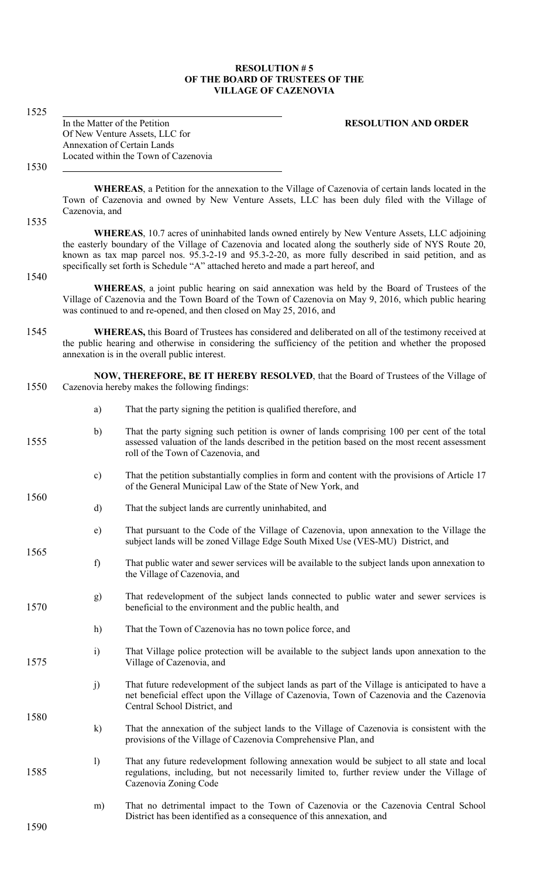**RESOLUTION # 5**
**OF THE BOARD OF TRUSTEES OF THE**
**VILLAGE OF CAZENOVIA**

In the Matter of the Petition
Of New Venture Assets, LLC for
Annexation of Certain Lands
Located within the Town of Cazenovia

**RESOLUTION AND ORDER**

**WHEREAS**, a Petition for the annexation to the Village of Cazenovia of certain lands located in the Town of Cazenovia and owned by New Venture Assets, LLC has been duly filed with the Village of Cazenovia, and

**WHEREAS**, 10.7 acres of uninhabited lands owned entirely by New Venture Assets, LLC adjoining the easterly boundary of the Village of Cazenovia and located along the southerly side of NYS Route 20, known as tax map parcel nos. 95.3-2-19 and 95.3-2-20, as more fully described in said petition, and as specifically set forth is Schedule "A" attached hereto and made a part hereof, and

**WHEREAS**, a joint public hearing on said annexation was held by the Board of Trustees of the Village of Cazenovia and the Town Board of the Town of Cazenovia on May 9, 2016, which public hearing was continued to and re-opened, and then closed on May 25, 2016, and

**WHEREAS,** this Board of Trustees has considered and deliberated on all of the testimony received at the public hearing and otherwise in considering the sufficiency of the petition and whether the proposed annexation is in the overall public interest.

**NOW, THEREFORE, BE IT HEREBY RESOLVED**, that the Board of Trustees of the Village of Cazenovia hereby makes the following findings:

a) That the party signing the petition is qualified therefore, and

b) That the party signing such petition is owner of lands comprising 100 per cent of the total assessed valuation of the lands described in the petition based on the most recent assessment roll of the Town of Cazenovia, and

c) That the petition substantially complies in form and content with the provisions of Article 17 of the General Municipal Law of the State of New York, and

d) That the subject lands are currently uninhabited, and

e) That pursuant to the Code of the Village of Cazenovia, upon annexation to the Village the subject lands will be zoned Village Edge South Mixed Use (VES-MU) District, and

f) That public water and sewer services will be available to the subject lands upon annexation to the Village of Cazenovia, and

g) That redevelopment of the subject lands connected to public water and sewer services is beneficial to the environment and the public health, and

h) That the Town of Cazenovia has no town police force, and

i) That Village police protection will be available to the subject lands upon annexation to the Village of Cazenovia, and

j) That future redevelopment of the subject lands as part of the Village is anticipated to have a net beneficial effect upon the Village of Cazenovia, Town of Cazenovia and the Cazenovia Central School District, and

k) That the annexation of the subject lands to the Village of Cazenovia is consistent with the provisions of the Village of Cazenovia Comprehensive Plan, and

l) That any future redevelopment following annexation would be subject to all state and local regulations, including, but not necessarily limited to, further review under the Village of Cazenovia Zoning Code

m) That no detrimental impact to the Town of Cazenovia or the Cazenovia Central School District has been identified as a consequence of this annexation, and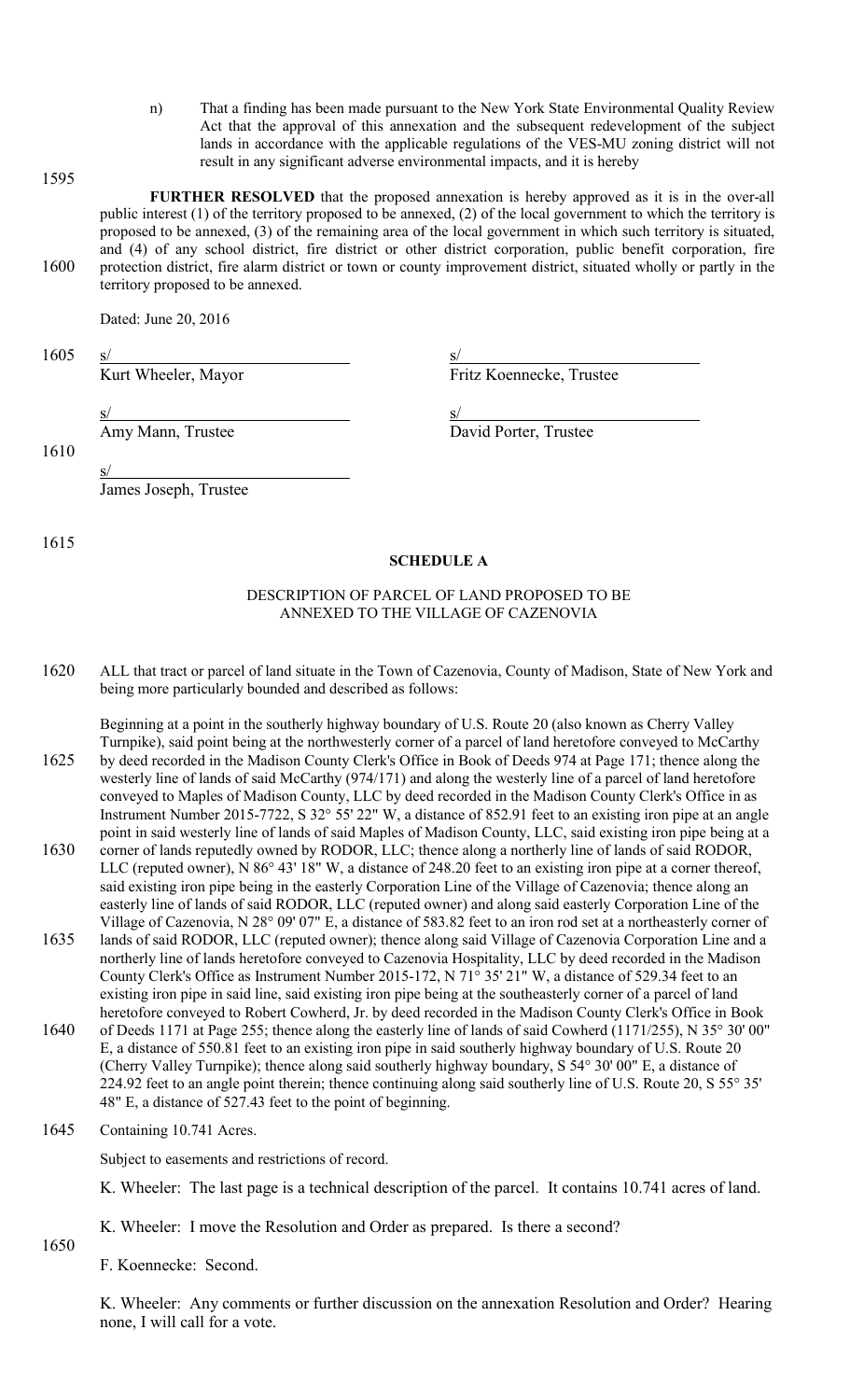n) That a finding has been made pursuant to the New York State Environmental Quality Review Act that the approval of this annexation and the subsequent redevelopment of the subject lands in accordance with the applicable regulations of the VES-MU zoning district will not result in any significant adverse environmental impacts, and it is hereby

**FURTHER RESOLVED** that the proposed annexation is hereby approved as it is in the over-all public interest (1) of the territory proposed to be annexed, (2) of the local government to which the territory is proposed to be annexed, (3) of the remaining area of the local government in which such territory is situated, and (4) of any school district, fire district or other district corporation, public benefit corporation, fire protection district, fire alarm district or town or county improvement district, situated wholly or partly in the territory proposed to be annexed.

Dated: June 20, 2016

s/
Kurt Wheeler, Mayor

s/
Fritz Koennecke, Trustee

s/
Amy Mann, Trustee

s/
David Porter, Trustee

s/
James Joseph, Trustee

**SCHEDULE A**

DESCRIPTION OF PARCEL OF LAND PROPOSED TO BE ANNEXED TO THE VILLAGE OF CAZENOVIA

ALL that tract or parcel of land situate in the Town of Cazenovia, County of Madison, State of New York and being more particularly bounded and described as follows:

Beginning at a point in the southerly highway boundary of U.S. Route 20 (also known as Cherry Valley Turnpike), said point being at the northwesterly corner of a parcel of land heretofore conveyed to McCarthy by deed recorded in the Madison County Clerk's Office in Book of Deeds 974 at Page 171; thence along the westerly line of lands of said McCarthy (974/171) and along the westerly line of a parcel of land heretofore conveyed to Maples of Madison County, LLC by deed recorded in the Madison County Clerk's Office in as Instrument Number 2015-7722, S 32° 55' 22" W, a distance of 852.91 feet to an existing iron pipe at an angle point in said westerly line of lands of said Maples of Madison County, LLC, said existing iron pipe being at a corner of lands reputedly owned by RODOR, LLC; thence along a northerly line of lands of said RODOR, LLC (reputed owner), N 86° 43' 18" W, a distance of 248.20 feet to an existing iron pipe at a corner thereof, said existing iron pipe being in the easterly Corporation Line of the Village of Cazenovia; thence along an easterly line of lands of said RODOR, LLC (reputed owner) and along said easterly Corporation Line of the Village of Cazenovia, N 28° 09' 07" E, a distance of 583.82 feet to an iron rod set at a northeasterly corner of lands of said RODOR, LLC (reputed owner); thence along said Village of Cazenovia Corporation Line and a northerly line of lands heretofore conveyed to Cazenovia Hospitality, LLC by deed recorded in the Madison County Clerk's Office as Instrument Number 2015-172, N 71° 35' 21" W, a distance of 529.34 feet to an existing iron pipe in said line, said existing iron pipe being at the southeasterly corner of a parcel of land heretofore conveyed to Robert Cowherd, Jr. by deed recorded in the Madison County Clerk's Office in Book of Deeds 1171 at Page 255; thence along the easterly line of lands of said Cowherd (1171/255), N 35° 30' 00" E, a distance of 550.81 feet to an existing iron pipe in said southerly highway boundary of U.S. Route 20 (Cherry Valley Turnpike); thence along said southerly highway boundary, S 54° 30' 00" E, a distance of 224.92 feet to an angle point therein; thence continuing along said southerly line of U.S. Route 20, S 55° 35' 48" E, a distance of 527.43 feet to the point of beginning.

Containing 10.741 Acres.

Subject to easements and restrictions of record.

K. Wheeler: The last page is a technical description of the parcel. It contains 10.741 acres of land.

K. Wheeler: I move the Resolution and Order as prepared. Is there a second?

F. Koennecke: Second.

K. Wheeler: Any comments or further discussion on the annexation Resolution and Order? Hearing none, I will call for a vote.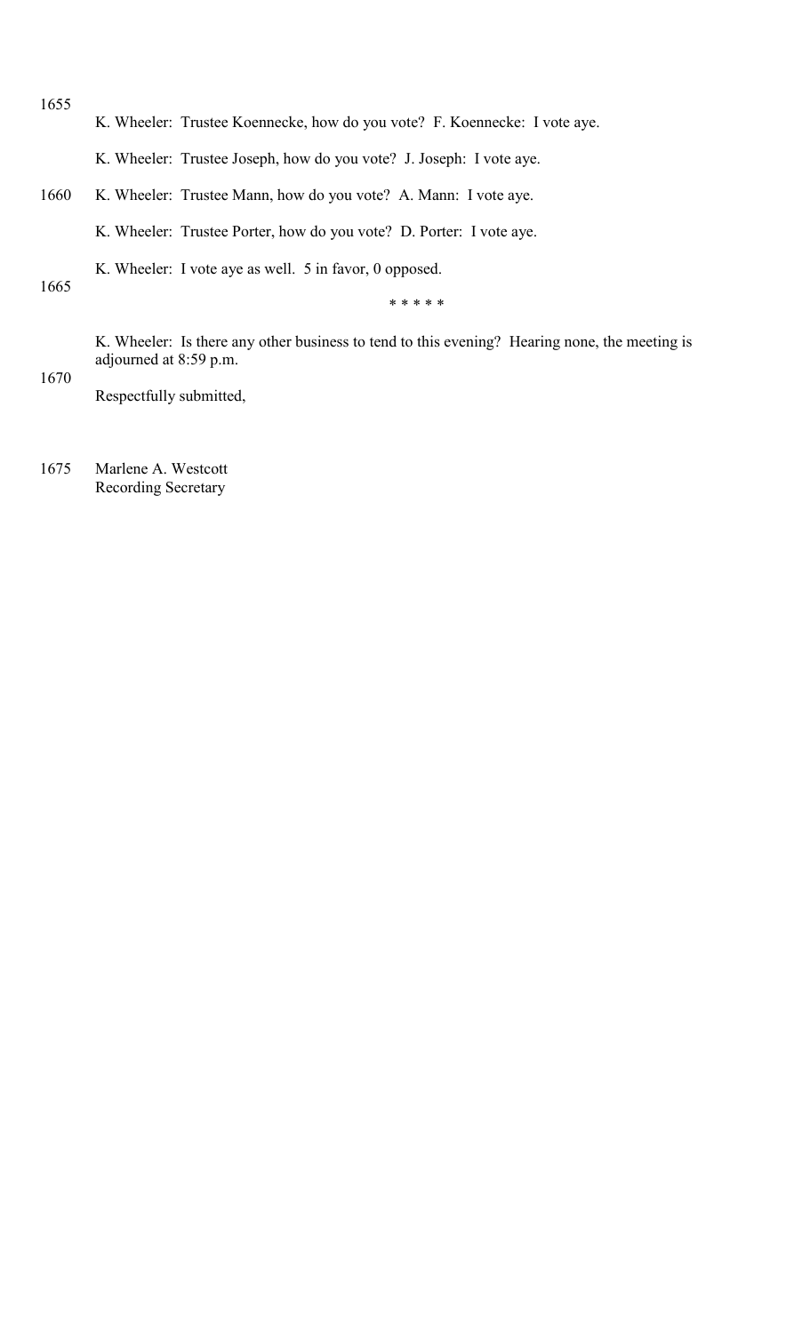K. Wheeler: Trustee Koennecke, how do you vote? F. Koennecke: I vote aye.

K. Wheeler: Trustee Joseph, how do you vote? J. Joseph: I vote aye.

K. Wheeler: Trustee Mann, how do you vote? A. Mann: I vote aye.

K. Wheeler: Trustee Porter, how do you vote? D. Porter: I vote aye.

K. Wheeler: I vote aye as well. 5 in favor, 0 opposed.

* * * * *

K. Wheeler: Is there any other business to tend to this evening? Hearing none, the meeting is adjourned at 8:59 p.m.

Respectfully submitted,

Marlene A. Westcott
Recording Secretary